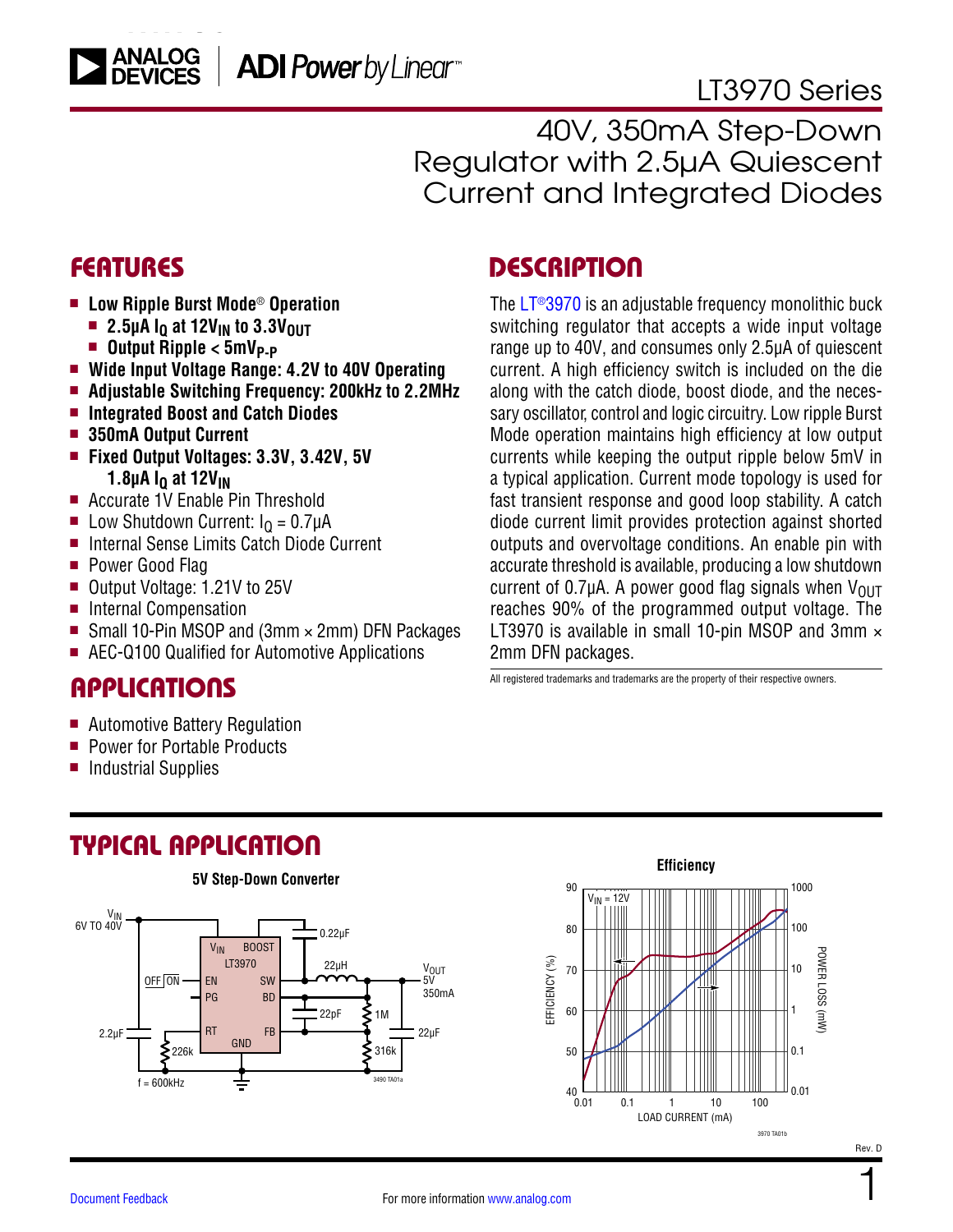# LT3970 Series

## 40V, 350mA Step-Down Regulator with 2.5μA Quiescent Current and Integrated Diodes

## FEATURES

- **Low Ripple Burst Mode® Operation**
  - **2.5μA $I_Q$ at $12V_{IN}$ to $3.3V_{OUT}$**
  - **Output Ripple < $5mV_{P-P}$**
- **Wide Input Voltage Range: 4.2V to 40V Operating**
- **Adjustable Switching Frequency: 200kHz to 2.2MHz**
- **Integrated Boost and Catch Diodes**
- **350mA Output Current**
- **Fixed Output Voltages: 3.3V, 3.42V, 5V**
  **1.8μA $I_Q$ at $12V_{IN}$**
- Accurate 1V Enable Pin Threshold
- Low Shutdown Current: $I_Q$ = 0.7μA
- Internal Sense Limits Catch Diode Current
- Power Good Flag
- Output Voltage: 1.21V to 25V
- Internal Compensation
- Small 10-Pin MSOP and (3mm × 2mm) DFN Packages
- AEC-Q100 Qualified for Automotive Applications

## APPLICATIONS

- Automotive Battery Regulation
- Power for Portable Products
- Industrial Supplies

## DESCRIPTION

The LT®3970 is an adjustable frequency monolithic buck switching regulator that accepts a wide input voltage range up to 40V, and consumes only 2.5μA of quiescent current. A high efficiency switch is included on the die along with the catch diode, boost diode, and the necessary oscillator, control and logic circuitry. Low ripple Burst Mode operation maintains high efficiency at low output currents while keeping the output ripple below 5mV in a typical application. Current mode topology is used for fast transient response and good loop stability. A catch diode current limit provides protection against shorted outputs and overvoltage conditions. An enable pin with accurate threshold is available, producing a low shutdown current of 0.7μA. A power good flag signals when $V_{OUT}$ reaches 90% of the programmed output voltage. The LT3970 is available in small 10-pin MSOP and 3mm × 2mm DFN packages.

All registered trademarks and trademarks are the property of their respective owners.

## TYPICAL APPLICATION

**5V Step-Down Converter**

**Efficiency**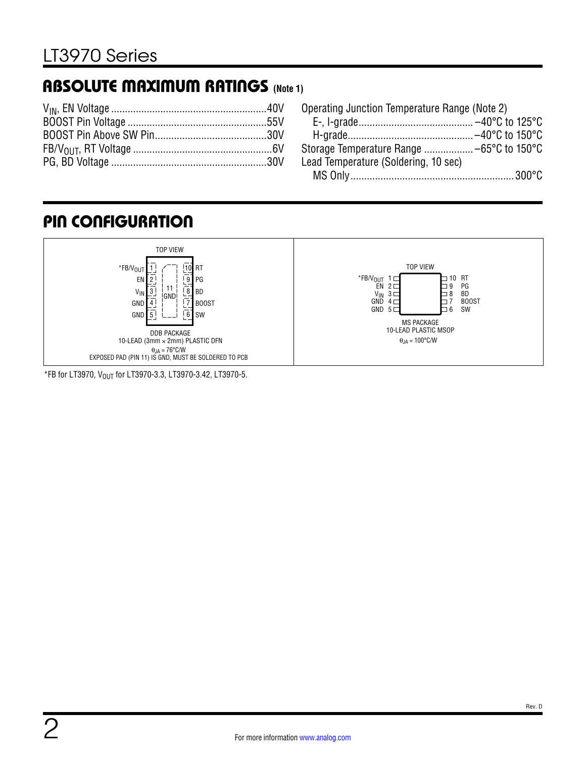## ABSOLUTE MAXIMUM RATINGS (Note 1)

$V_{IN}$, EN Voltage ........................................................ 40V
BOOST Pin Voltage .................................................. 55V
BOOST Pin Above SW Pin......................................... 30V
FB/$V_{OUT}$, RT Voltage .................................................. 6V
PG, BD Voltage ........................................................ 30V

Operating Junction Temperature Range (Note 2)
E-, I-grade......................................... –40°C to 125°C
H-grade............................................. –40°C to 150°C
Storage Temperature Range .................. –65°C to 150°C
Lead Temperature (Soldering, 10 sec)
MS Only........................................................... 300°C

## PIN CONFIGURATION

TOP VIEW

| Pin | Name | | Pin | Name |
|---|---|---|---|---|
| 1 | *FB/$V_{OUT}$ | | 10 | RT |
| 2 | EN | | 9 | PG |
| 3 | $V_{IN}$ | 11 GND | 8 | BD |
| 4 | GND | | 7 | BOOST |
| 5 | GND | | 6 | SW |

DDB PACKAGE
10-LEAD (3mm × 2mm) PLASTIC DFN
$\theta_{JA}$ = 76°C/W
EXPOSED PAD (PIN 11) IS GND, MUST BE SOLDERED TO PCB

TOP VIEW

| Pin | Name | Pin | Name |
|---|---|---|---|
| 1 | *FB/$V_{OUT}$ | 10 | RT |
| 2 | EN | 9 | PG |
| 3 | $V_{IN}$ | 8 | BD |
| 4 | GND | 7 | BOOST |
| 5 | GND | 6 | SW |

MS PACKAGE
10-LEAD PLASTIC MSOP
$\theta_{JA}$ = 100°C/W

*FB for LT3970, $V_{OUT}$ for LT3970-3.3, LT3970-3.42, LT3970-5.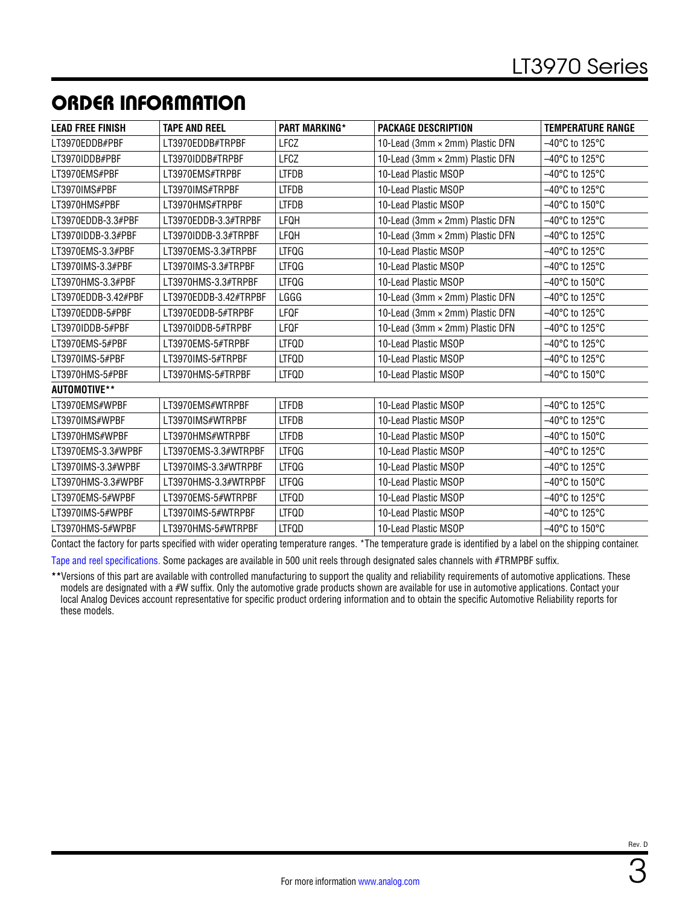## ORDER INFORMATION

| LEAD FREE FINISH | TAPE AND REEL | PART MARKING* | PACKAGE DESCRIPTION | TEMPERATURE RANGE |
|---|---|---|---|---|
| LT3970EDDB#PBF | LT3970EDDB#TRPBF | LFCZ | 10-Lead (3mm × 2mm) Plastic DFN | –40°C to 125°C |
| LT3970IDDB#PBF | LT3970IDDB#TRPBF | LFCZ | 10-Lead (3mm × 2mm) Plastic DFN | –40°C to 125°C |
| LT3970EMS#PBF | LT3970EMS#TRPBF | LTFDB | 10-Lead Plastic MSOP | –40°C to 125°C |
| LT3970IMS#PBF | LT3970IMS#TRPBF | LTFDB | 10-Lead Plastic MSOP | –40°C to 125°C |
| LT3970HMS#PBF | LT3970HMS#TRPBF | LTFDB | 10-Lead Plastic MSOP | –40°C to 150°C |
| LT3970EDDB-3.3#PBF | LT3970EDDB-3.3#TRPBF | LFQH | 10-Lead (3mm × 2mm) Plastic DFN | –40°C to 125°C |
| LT3970IDDB-3.3#PBF | LT3970IDDB-3.3#TRPBF | LFQH | 10-Lead (3mm × 2mm) Plastic DFN | –40°C to 125°C |
| LT3970EMS-3.3#PBF | LT3970EMS-3.3#TRPBF | LTFQG | 10-Lead Plastic MSOP | –40°C to 125°C |
| LT3970IMS-3.3#PBF | LT3970IMS-3.3#TRPBF | LTFQG | 10-Lead Plastic MSOP | –40°C to 125°C |
| LT3970HMS-3.3#PBF | LT3970HMS-3.3#TRPBF | LTFQG | 10-Lead Plastic MSOP | –40°C to 150°C |
| LT3970EDDB-3.42#PBF | LT3970EDDB-3.42#TRPBF | LGGG | 10-Lead (3mm × 2mm) Plastic DFN | –40°C to 125°C |
| LT3970EDDB-5#PBF | LT3970EDDB-5#TRPBF | LFQF | 10-Lead (3mm × 2mm) Plastic DFN | –40°C to 125°C |
| LT3970IDDB-5#PBF | LT3970IDDB-5#TRPBF | LFQF | 10-Lead (3mm × 2mm) Plastic DFN | –40°C to 125°C |
| LT3970EMS-5#PBF | LT3970EMS-5#TRPBF | LTFQD | 10-Lead Plastic MSOP | –40°C to 125°C |
| LT3970IMS-5#PBF | LT3970IMS-5#TRPBF | LTFQD | 10-Lead Plastic MSOP | –40°C to 125°C |
| LT3970HMS-5#PBF | LT3970HMS-5#TRPBF | LTFQD | 10-Lead Plastic MSOP | –40°C to 150°C |
| **AUTOMOTIVE**** | | | | |
| LT3970EMS#WPBF | LT3970EMS#WTRPBF | LTFDB | 10-Lead Plastic MSOP | –40°C to 125°C |
| LT3970IMS#WPBF | LT3970IMS#WTRPBF | LTFDB | 10-Lead Plastic MSOP | –40°C to 125°C |
| LT3970HMS#WPBF | LT3970HMS#WTRPBF | LTFDB | 10-Lead Plastic MSOP | –40°C to 150°C |
| LT3970EMS-3.3#WPBF | LT3970EMS-3.3#WTRPBF | LTFQG | 10-Lead Plastic MSOP | –40°C to 125°C |
| LT3970IMS-3.3#WPBF | LT3970IMS-3.3#WTRPBF | LTFQG | 10-Lead Plastic MSOP | –40°C to 125°C |
| LT3970HMS-3.3#WPBF | LT3970HMS-3.3#WTRPBF | LTFQG | 10-Lead Plastic MSOP | –40°C to 150°C |
| LT3970EMS-5#WPBF | LT3970EMS-5#WTRPBF | LTFQD | 10-Lead Plastic MSOP | –40°C to 125°C |
| LT3970IMS-5#WPBF | LT3970IMS-5#WTRPBF | LTFQD | 10-Lead Plastic MSOP | –40°C to 125°C |
| LT3970HMS-5#WPBF | LT3970HMS-5#WTRPBF | LTFQD | 10-Lead Plastic MSOP | –40°C to 150°C |

Contact the factory for parts specified with wider operating temperature ranges. *The temperature grade is identified by a label on the shipping container.

Tape and reel specifications. Some packages are available in 500 unit reels through designated sales channels with #TRMPBF suffix.

**Versions of this part are available with controlled manufacturing to support the quality and reliability requirements of automotive applications. These models are designated with a #W suffix. Only the automotive grade products shown are available for use in automotive applications. Contact your local Analog Devices account representative for specific product ordering information and to obtain the specific Automotive Reliability reports for these models.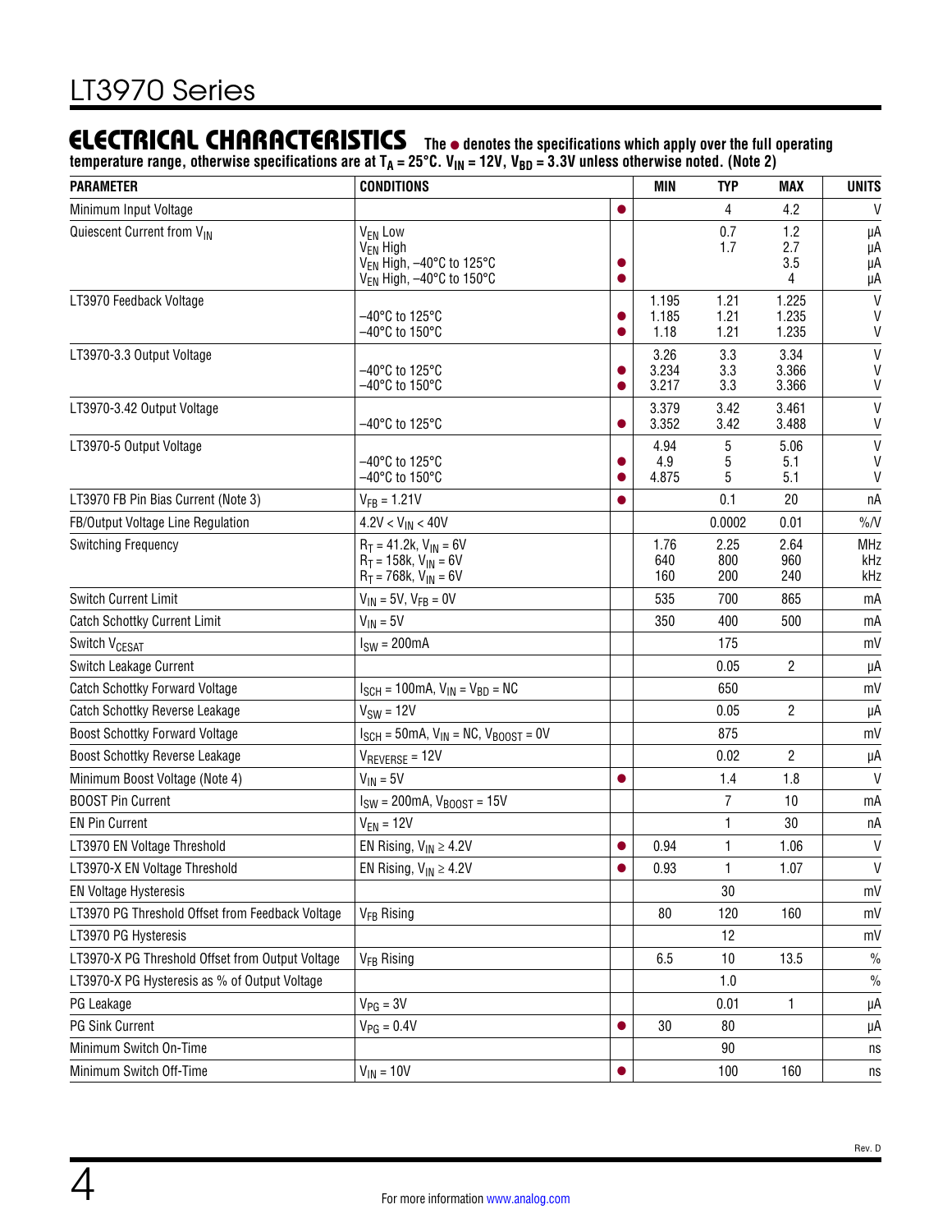## ELECTRICAL CHARACTERISTICS

**The ● denotes the specifications which apply over the full operating temperature range, otherwise specifications are at $T_A$ = 25°C. $V_{IN}$ = 12V, $V_{BD}$ = 3.3V unless otherwise noted. (Note 2)**

| PARAMETER | CONDITIONS | | MIN | TYP | MAX | UNITS |
|---|---|---|---|---|---|---|
| Minimum Input Voltage | | ● | | 4 | 4.2 | V |
| Quiescent Current from $V_{IN}$ | $V_{EN}$ Low<br>$V_{EN}$ High<br>$V_{EN}$ High, –40°C to 125°C<br>$V_{EN}$ High, –40°C to 150°C | <br><br>●<br>● | | 0.7<br>1.7 | 1.2<br>2.7<br>3.5<br>4 | μA<br>μA<br>μA<br>μA |
| LT3970 Feedback Voltage | <br>–40°C to 125°C<br>–40°C to 150°C | <br>●<br>● | 1.195<br>1.185<br>1.18 | 1.21<br>1.21<br>1.21 | 1.225<br>1.235<br>1.235 | V<br>V<br>V |
| LT3970-3.3 Output Voltage | <br>–40°C to 125°C<br>–40°C to 150°C | <br>●<br>● | 3.26<br>3.234<br>3.217 | 3.3<br>3.3<br>3.3 | 3.34<br>3.366<br>3.366 | V<br>V<br>V |
| LT3970-3.42 Output Voltage | <br>–40°C to 125°C | <br>● | 3.379<br>3.352 | 3.42<br>3.42 | 3.461<br>3.488 | V<br>V |
| LT3970-5 Output Voltage | <br>–40°C to 125°C<br>–40°C to 150°C | <br>●<br>● | 4.94<br>4.9<br>4.875 | 5<br>5<br>5 | 5.06<br>5.1<br>5.1 | V<br>V<br>V |
| LT3970 FB Pin Bias Current (Note 3) | $V_{FB}$ = 1.21V | ● | | 0.1 | 20 | nA |
| FB/Output Voltage Line Regulation | 4.2V < $V_{IN}$ < 40V | | | 0.0002 | 0.01 | %/V |
| Switching Frequency | $R_T$ = 41.2k, $V_{IN}$ = 6V<br>$R_T$ = 158k, $V_{IN}$ = 6V<br>$R_T$ = 768k, $V_{IN}$ = 6V | | 1.76<br>640<br>160 | 2.25<br>800<br>200 | 2.64<br>960<br>240 | MHz<br>kHz<br>kHz |
| Switch Current Limit | $V_{IN}$ = 5V, $V_{FB}$ = 0V | | 535 | 700 | 865 | mA |
| Catch Schottky Current Limit | $V_{IN}$ = 5V | | 350 | 400 | 500 | mA |
| Switch $V_{CESAT}$ | $I_{SW}$ = 200mA | | | 175 | | mV |
| Switch Leakage Current | | | | 0.05 | 2 | μA |
| Catch Schottky Forward Voltage | $I_{SCH}$ = 100mA, $V_{IN}$ = $V_{BD}$ = NC | | | 650 | | mV |
| Catch Schottky Reverse Leakage | $V_{SW}$ = 12V | | | 0.05 | 2 | μA |
| Boost Schottky Forward Voltage | $I_{SCH}$ = 50mA, $V_{IN}$ = NC, $V_{BOOST}$ = 0V | | | 875 | | mV |
| Boost Schottky Reverse Leakage | $V_{REVERSE}$ = 12V | | | 0.02 | 2 | μA |
| Minimum Boost Voltage (Note 4) | $V_{IN}$ = 5V | ● | | 1.4 | 1.8 | V |
| BOOST Pin Current | $I_{SW}$ = 200mA, $V_{BOOST}$ = 15V | | | 7 | 10 | mA |
| EN Pin Current | $V_{EN}$ = 12V | | | 1 | 30 | nA |
| LT3970 EN Voltage Threshold | EN Rising, $V_{IN}$ ≥ 4.2V | ● | 0.94 | 1 | 1.06 | V |
| LT3970-X EN Voltage Threshold | EN Rising, $V_{IN}$ ≥ 4.2V | ● | 0.93 | 1 | 1.07 | V |
| EN Voltage Hysteresis | | | | 30 | | mV |
| LT3970 PG Threshold Offset from Feedback Voltage | $V_{FB}$ Rising | | 80 | 120 | 160 | mV |
| LT3970 PG Hysteresis | | | | 12 | | mV |
| LT3970-X PG Threshold Offset from Output Voltage | $V_{FB}$ Rising | | 6.5 | 10 | 13.5 | % |
| LT3970-X PG Hysteresis as % of Output Voltage | | | | 1.0 | | % |
| PG Leakage | $V_{PG}$ = 3V | | | 0.01 | 1 | μA |
| PG Sink Current | $V_{PG}$ = 0.4V | ● | 30 | 80 | | μA |
| Minimum Switch On-Time | | | | 90 | | ns |
| Minimum Switch Off-Time | $V_{IN}$ = 10V | ● | | 100 | 160 | ns |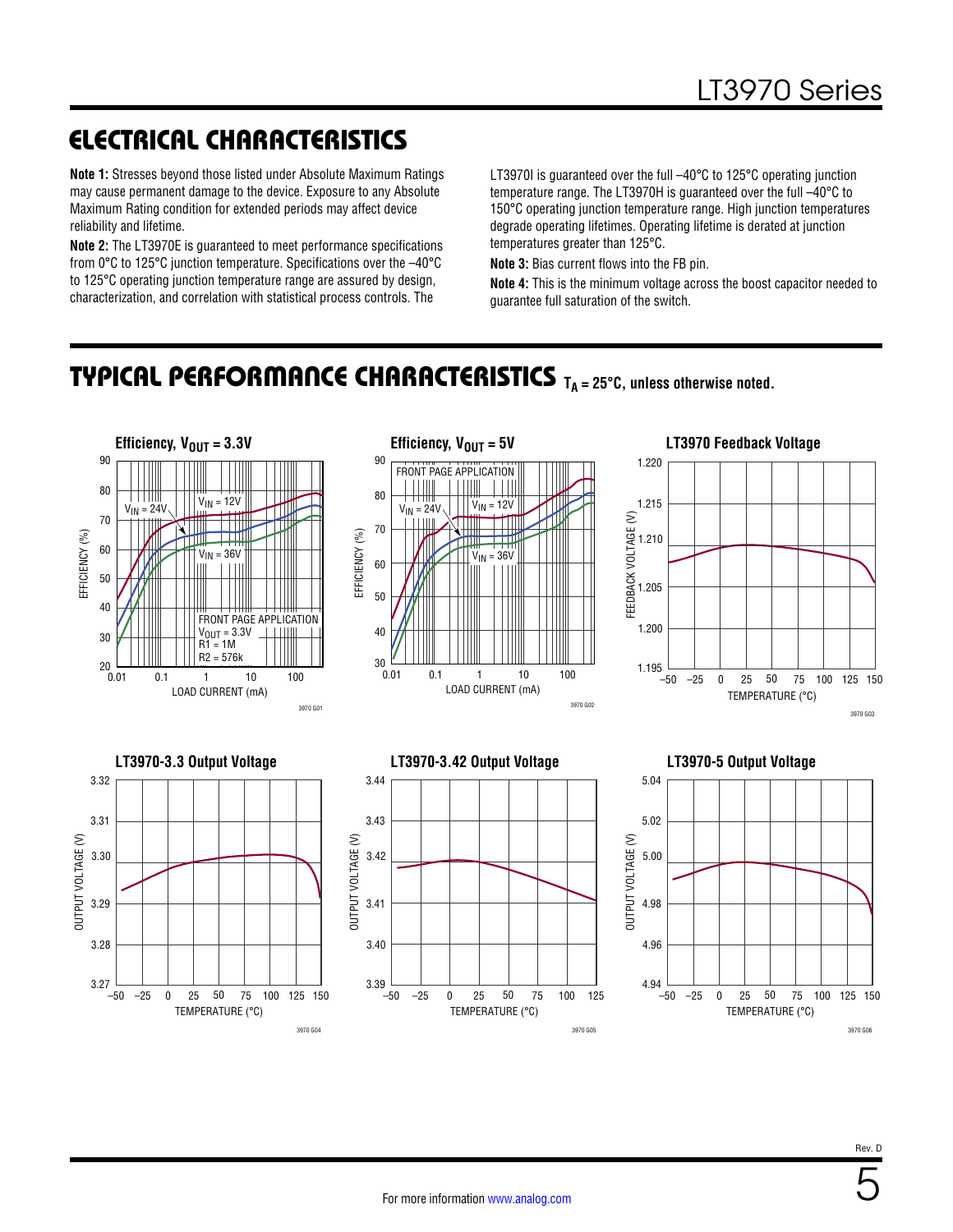## ELECTRICAL CHARACTERISTICS

**Note 1:** Stresses beyond those listed under Absolute Maximum Ratings may cause permanent damage to the device. Exposure to any Absolute Maximum Rating condition for extended periods may affect device reliability and lifetime.

**Note 2:** The LT3970E is guaranteed to meet performance specifications from 0°C to 125°C junction temperature. Specifications over the –40°C to 125°C operating junction temperature range are assured by design, characterization, and correlation with statistical process controls. The LT3970I is guaranteed over the full –40°C to 125°C operating junction temperature range. The LT3970H is guaranteed over the full –40°C to 150°C operating junction temperature range. High junction temperatures degrade operating lifetimes. Operating lifetime is derated at junction temperatures greater than 125°C.

**Note 3:** Bias current flows into the FB pin.

**Note 4:** This is the minimum voltage across the boost capacitor needed to guarantee full saturation of the switch.

## TYPICAL PERFORMANCE CHARACTERISTICS $T_A$ = 25°C, unless otherwise noted.

**Efficiency, $V_{OUT}$ = 3.3V**

**Efficiency, $V_{OUT}$ = 5V**

**LT3970 Feedback Voltage**

**LT3970-3.3 Output Voltage**

**LT3970-3.42 Output Voltage**

**LT3970-5 Output Voltage**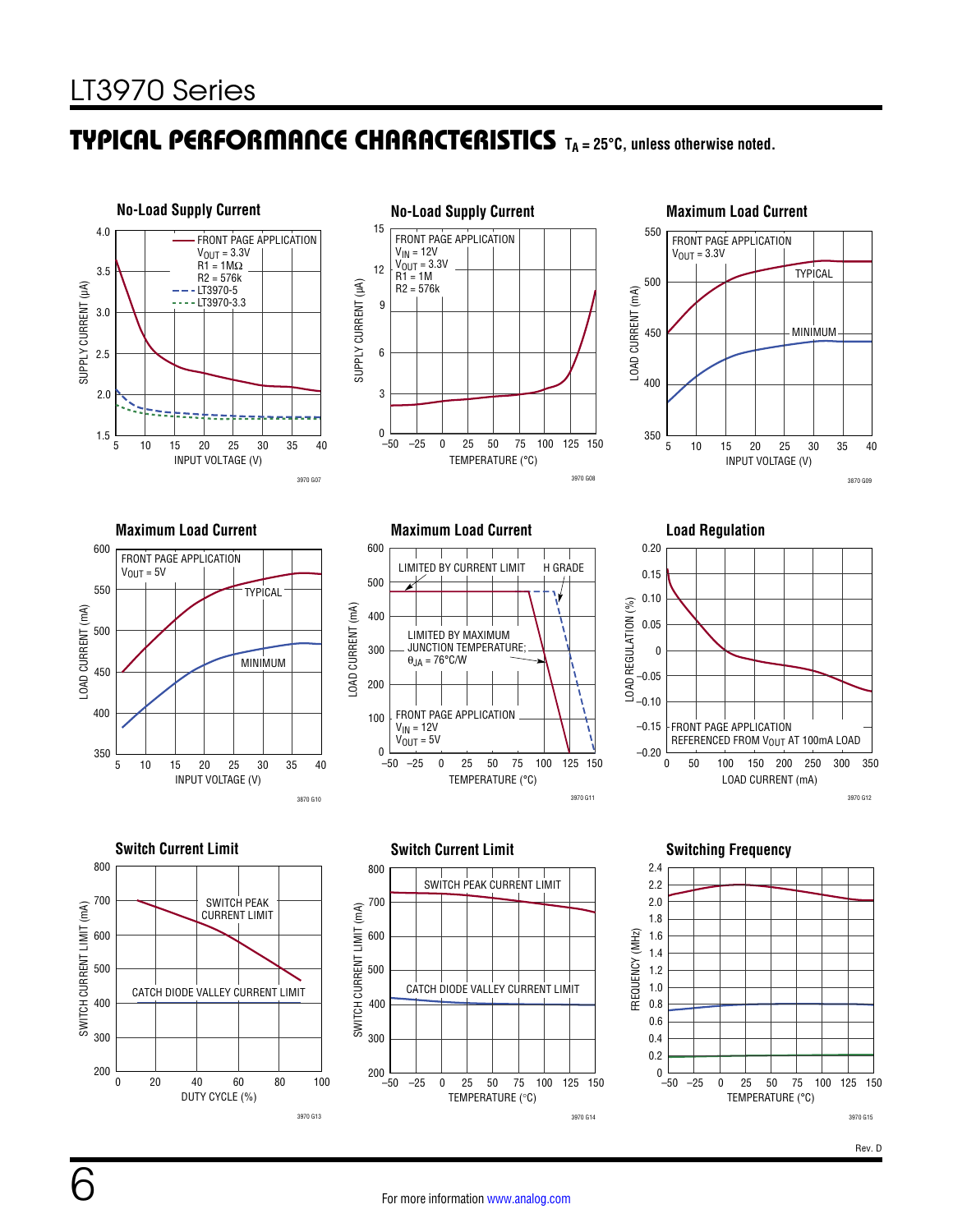## TYPICAL PERFORMANCE CHARACTERISTICS $T_A = 25°C$, unless otherwise noted.

**No-Load Supply Current**

FRONT PAGE APPLICATION
$V_{OUT}$ = 3.3V
R1 = 1MΩ
R2 = 576k
LT3970-5
LT3970-3.3

SUPPLY CURRENT (µA)
INPUT VOLTAGE (V)

3970 G07

**No-Load Supply Current**

FRONT PAGE APPLICATION
$V_{IN}$ = 12V
$V_{OUT}$ = 3.3V
R1 = 1M
R2 = 576k

SUPPLY CURRENT (µA)
TEMPERATURE (°C)

3970 G08

**Maximum Load Current**

FRONT PAGE APPLICATION
$V_{OUT}$ = 3.3V
TYPICAL
MINIMUM

LOAD CURRENT (mA)
INPUT VOLTAGE (V)

3870 G09

**Maximum Load Current**

FRONT PAGE APPLICATION
$V_{OUT}$ = 5V
TYPICAL
MINIMUM

LOAD CURRENT (mA)
INPUT VOLTAGE (V)

3870 G10

**Maximum Load Current**

LIMITED BY CURRENT LIMIT
H GRADE
LIMITED BY MAXIMUM JUNCTION TEMPERATURE; $\theta_{JA}$ = 76°C/W
FRONT PAGE APPLICATION
$V_{IN}$ = 12V
$V_{OUT}$ = 5V

LOAD CURRENT (mA)
TEMPERATURE (°C)

3970 G11

**Load Regulation**

FRONT PAGE APPLICATION
REFERENCED FROM $V_{OUT}$ AT 100mA LOAD

LOAD REGULATION (%)
LOAD CURRENT (mA)

3970 G12

**Switch Current Limit**

SWITCH PEAK CURRENT LIMIT
CATCH DIODE VALLEY CURRENT LIMIT

SWITCH CURRENT LIMIT (mA)
DUTY CYCLE (%)

3970 G13

**Switch Current Limit**

SWITCH PEAK CURRENT LIMIT
CATCH DIODE VALLEY CURRENT LIMIT

SWITCH CURRENT LIMIT (mA)
TEMPERATURE (°C)

3970 G14

**Switching Frequency**

FREQUENCY (MHz)
TEMPERATURE (°C)

3970 G15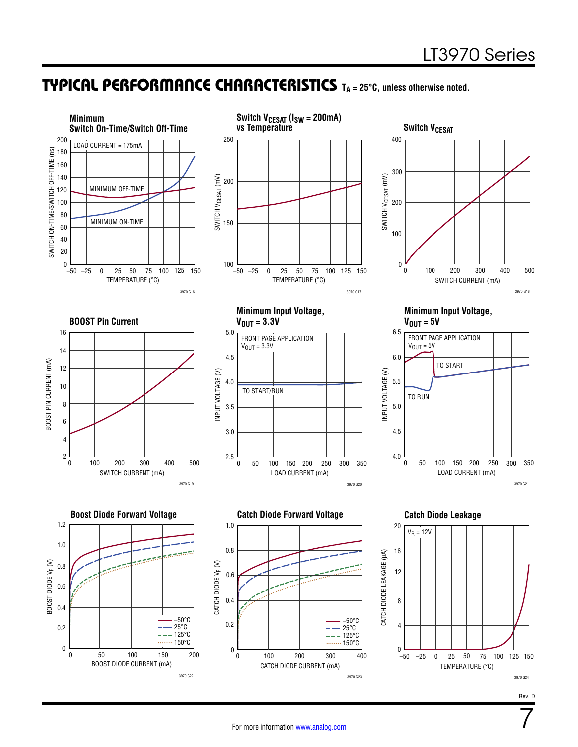## TYPICAL PERFORMANCE CHARACTERISTICS $T_A = 25°C$, unless otherwise noted.

**Minimum Switch On-Time/Switch Off-Time**

LOAD CURRENT = 175mA

MINIMUM OFF-TIME

MINIMUM ON-TIME

SWITCH ON-TIME/SWITCH OFF-TIME (ns)

TEMPERATURE (°C)

3970 G16

**Switch $V_{CESAT}$ ($I_{SW}$ = 200mA) vs Temperature**

SWITCH $V_{CESAT}$ (mV)

TEMPERATURE (°C)

3970 G17

**Switch $V_{CESAT}$**

SWITCH $V_{CESAT}$ (mV)

SWITCH CURRENT (mA)

3970 G18

**BOOST Pin Current**

BOOST PIN CURRENT (mA)

SWITCH CURRENT (mA)

3970 G19

**Minimum Input Voltage, $V_{OUT}$ = 3.3V**

FRONT PAGE APPLICATION
$V_{OUT}$ = 3.3V

TO START/RUN

INPUT VOLTAGE (V)

LOAD CURRENT (mA)

3970 G20

**Minimum Input Voltage, $V_{OUT}$ = 5V**

FRONT PAGE APPLICATION
$V_{OUT}$ = 5V

TO START

TO RUN

INPUT VOLTAGE (V)

LOAD CURRENT (mA)

3970 G21

**Boost Diode Forward Voltage**

–50°C
25°C
125°C
150°C

BOOST DIODE $V_F$ (V)

BOOST DIODE CURRENT (mA)

3970 G22

**Catch Diode Forward Voltage**

–50°C
25°C
125°C
150°C

CATCH DIODE $V_F$ (V)

CATCH DIODE CURRENT (mA)

3970 G23

**Catch Diode Leakage**

$V_R$ = 12V

CATCH DIODE LEAKAGE (µA)

TEMPERATURE (°C)

3970 G24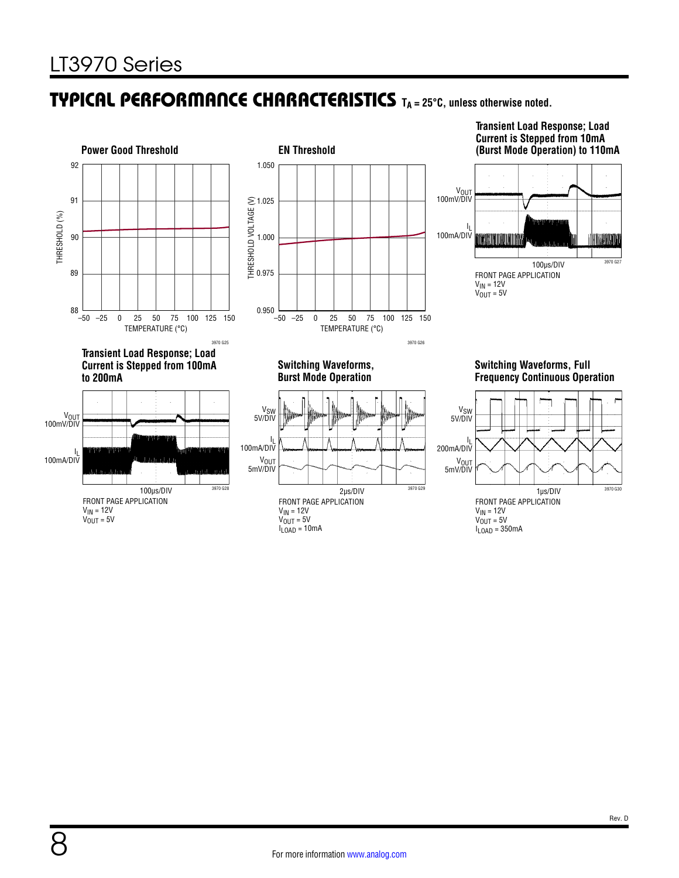## TYPICAL PERFORMANCE CHARACTERISTICS $T_A = 25°C$, unless otherwise noted.

**Power Good Threshold**

THRESHOLD (%) vs TEMPERATURE (°C)

3970 G25

**EN Threshold**

THRESHOLD VOLTAGE (V) vs TEMPERATURE (°C)

3970 G26

**Transient Load Response; Load Current is Stepped from 10mA (Burst Mode Operation) to 110mA**

$V_{OUT}$ 100mV/DIV

$I_L$ 100mA/DIV

100µs/DIV

3970 G27

FRONT PAGE APPLICATION
$V_{IN}$ = 12V
$V_{OUT}$ = 5V

**Transient Load Response; Load Current is Stepped from 100mA to 200mA**

$V_{OUT}$ 100mV/DIV

$I_L$ 100mA/DIV

100µs/DIV

3970 G28

FRONT PAGE APPLICATION
$V_{IN}$ = 12V
$V_{OUT}$ = 5V

**Switching Waveforms, Burst Mode Operation**

$V_{SW}$ 5V/DIV

$I_L$ 100mA/DIV

$V_{OUT}$ 5mV/DIV

2µs/DIV

3970 G29

FRONT PAGE APPLICATION
$V_{IN}$ = 12V
$V_{OUT}$ = 5V
$I_{LOAD}$ = 10mA

**Switching Waveforms, Full Frequency Continuous Operation**

$V_{SW}$ 5V/DIV

$I_L$ 200mA/DIV

$V_{OUT}$ 5mV/DIV

1µs/DIV

3970 G30

FRONT PAGE APPLICATION
$V_{IN}$ = 12V
$V_{OUT}$ = 5V
$I_{LOAD}$ = 350mA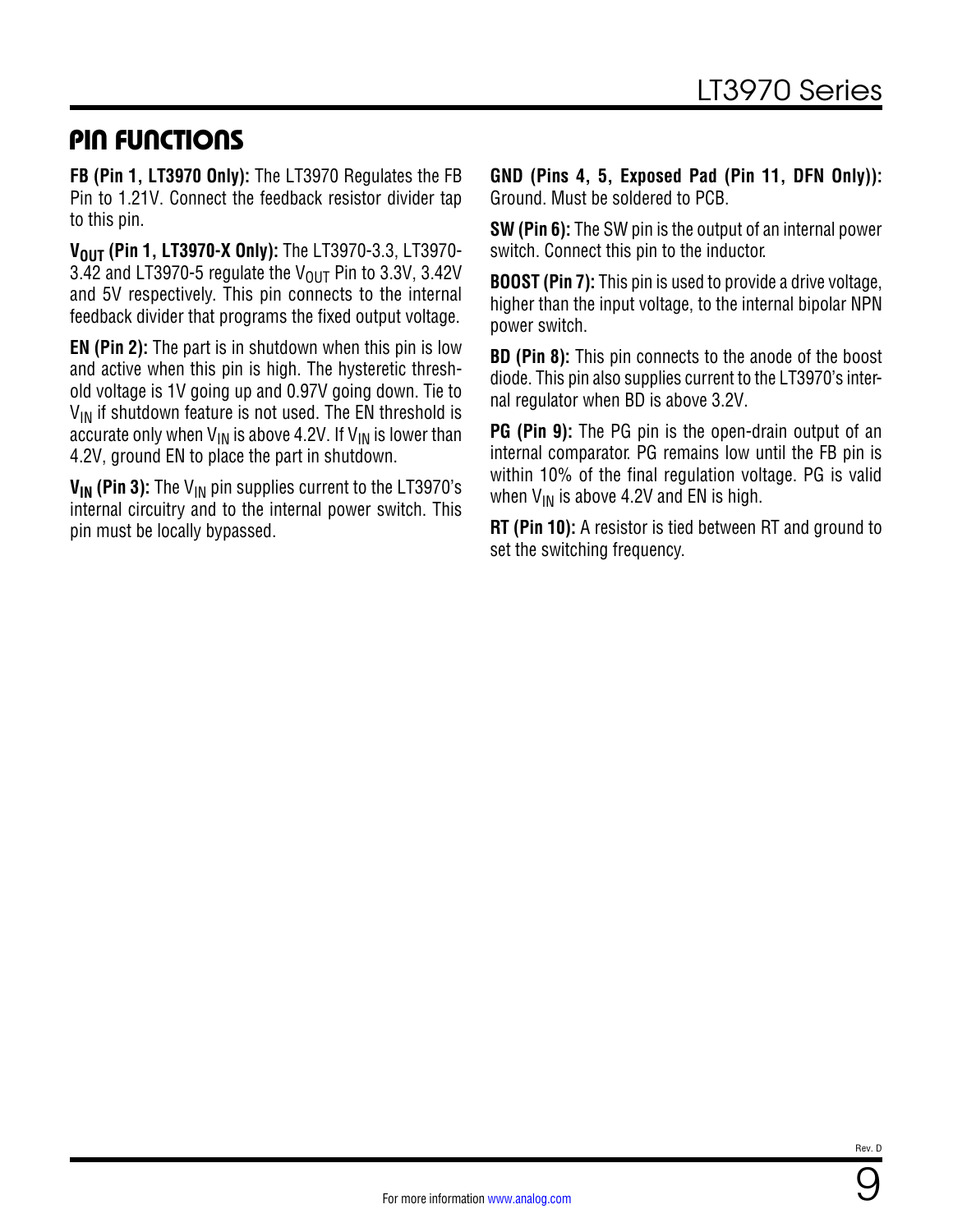## PIN FUNCTIONS

**FB (Pin 1, LT3970 Only):** The LT3970 Regulates the FB Pin to 1.21V. Connect the feedback resistor divider tap to this pin.

**$V_{OUT}$ (Pin 1, LT3970-X Only):** The LT3970-3.3, LT3970-3.42 and LT3970-5 regulate the $V_{OUT}$ Pin to 3.3V, 3.42V and 5V respectively. This pin connects to the internal feedback divider that programs the fixed output voltage.

**EN (Pin 2):** The part is in shutdown when this pin is low and active when this pin is high. The hysteretic threshold voltage is 1V going up and 0.97V going down. Tie to $V_{IN}$ if shutdown feature is not used. The EN threshold is accurate only when $V_{IN}$ is above 4.2V. If $V_{IN}$ is lower than 4.2V, ground EN to place the part in shutdown.

**$V_{IN}$ (Pin 3):** The $V_{IN}$ pin supplies current to the LT3970's internal circuitry and to the internal power switch. This pin must be locally bypassed.

**GND (Pins 4, 5, Exposed Pad (Pin 11, DFN Only)):** Ground. Must be soldered to PCB.

**SW (Pin 6):** The SW pin is the output of an internal power switch. Connect this pin to the inductor.

**BOOST (Pin 7):** This pin is used to provide a drive voltage, higher than the input voltage, to the internal bipolar NPN power switch.

**BD (Pin 8):** This pin connects to the anode of the boost diode. This pin also supplies current to the LT3970's internal regulator when BD is above 3.2V.

**PG (Pin 9):** The PG pin is the open-drain output of an internal comparator. PG remains low until the FB pin is within 10% of the final regulation voltage. PG is valid when $V_{IN}$ is above 4.2V and EN is high.

**RT (Pin 10):** A resistor is tied between RT and ground to set the switching frequency.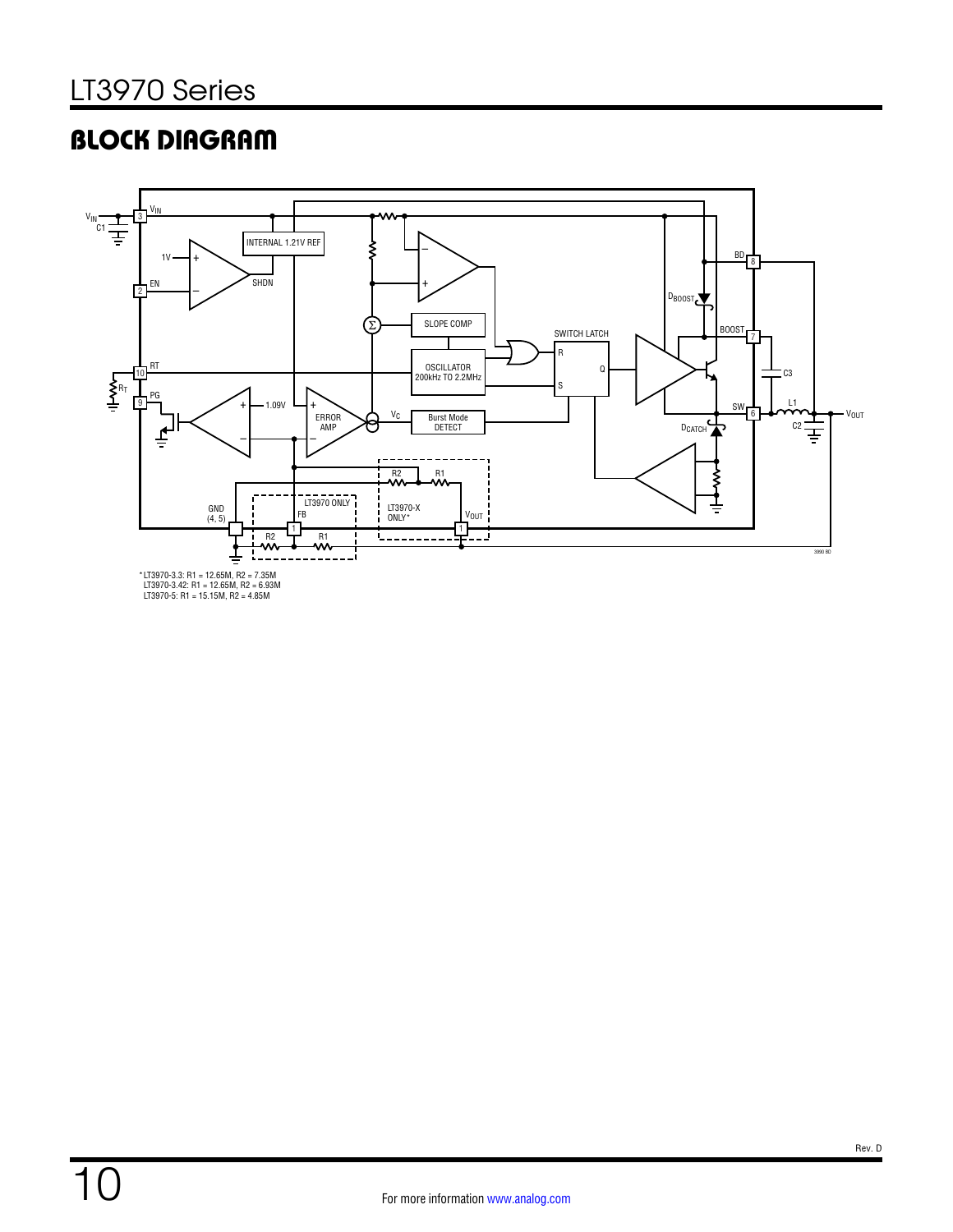## BLOCK DIAGRAM

*LT3970-3.3: R1 = 12.65M, R2 = 7.35M
LT3970-3.42: R1 = 12.65M, R2 = 6.93M
LT3970-5: R1 = 15.15M, R2 = 4.85M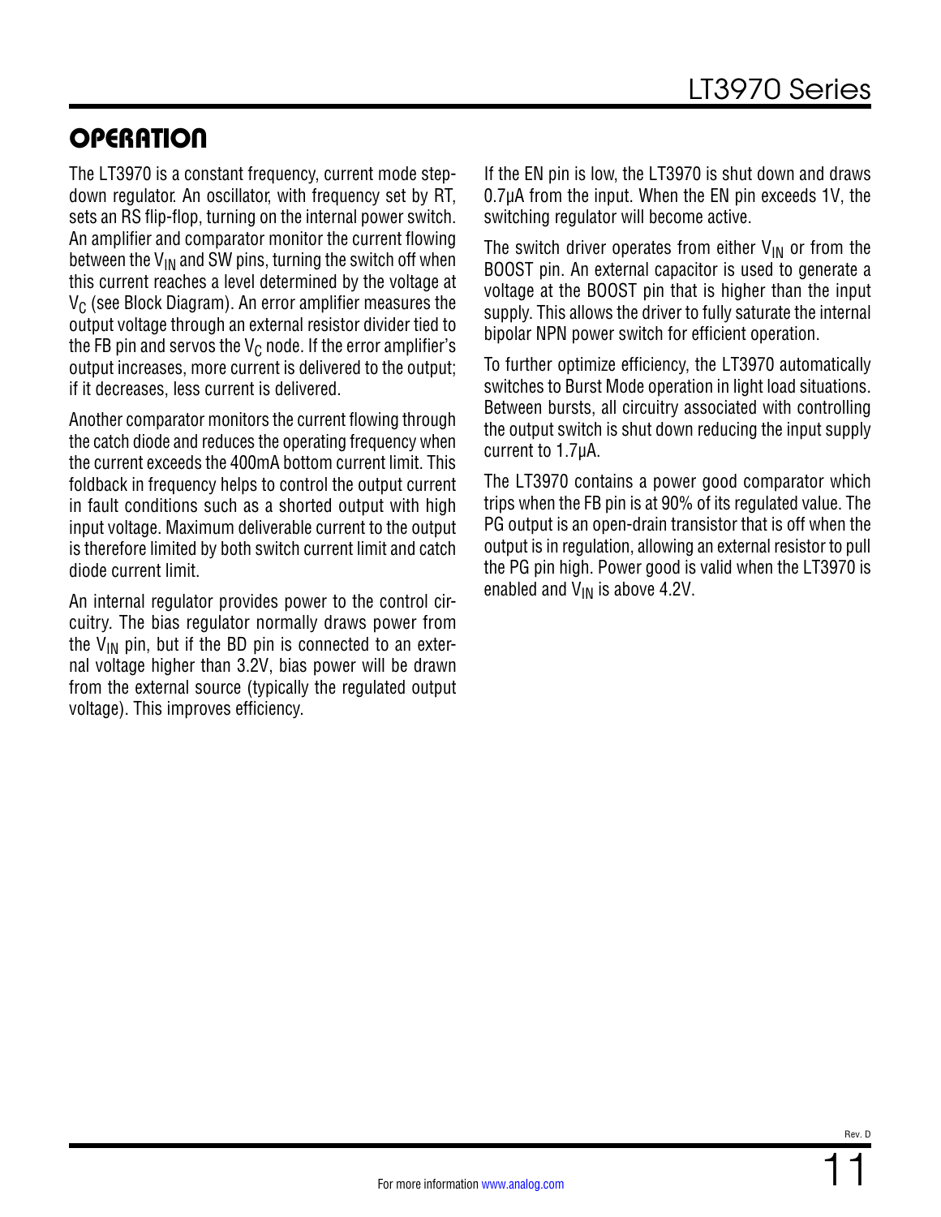## OPERATION

The LT3970 is a constant frequency, current mode step-down regulator. An oscillator, with frequency set by RT, sets an RS flip-flop, turning on the internal power switch. An amplifier and comparator monitor the current flowing between the $V_{IN}$ and SW pins, turning the switch off when this current reaches a level determined by the voltage at $V_C$ (see Block Diagram). An error amplifier measures the output voltage through an external resistor divider tied to the FB pin and servos the $V_C$ node. If the error amplifier's output increases, more current is delivered to the output; if it decreases, less current is delivered.

Another comparator monitors the current flowing through the catch diode and reduces the operating frequency when the current exceeds the 400mA bottom current limit. This foldback in frequency helps to control the output current in fault conditions such as a shorted output with high input voltage. Maximum deliverable current to the output is therefore limited by both switch current limit and catch diode current limit.

An internal regulator provides power to the control circuitry. The bias regulator normally draws power from the $V_{IN}$ pin, but if the BD pin is connected to an external voltage higher than 3.2V, bias power will be drawn from the external source (typically the regulated output voltage). This improves efficiency.

If the EN pin is low, the LT3970 is shut down and draws 0.7μA from the input. When the EN pin exceeds 1V, the switching regulator will become active.

The switch driver operates from either $V_{IN}$ or from the BOOST pin. An external capacitor is used to generate a voltage at the BOOST pin that is higher than the input supply. This allows the driver to fully saturate the internal bipolar NPN power switch for efficient operation.

To further optimize efficiency, the LT3970 automatically switches to Burst Mode operation in light load situations. Between bursts, all circuitry associated with controlling the output switch is shut down reducing the input supply current to 1.7μA.

The LT3970 contains a power good comparator which trips when the FB pin is at 90% of its regulated value. The PG output is an open-drain transistor that is off when the output is in regulation, allowing an external resistor to pull the PG pin high. Power good is valid when the LT3970 is enabled and $V_{IN}$ is above 4.2V.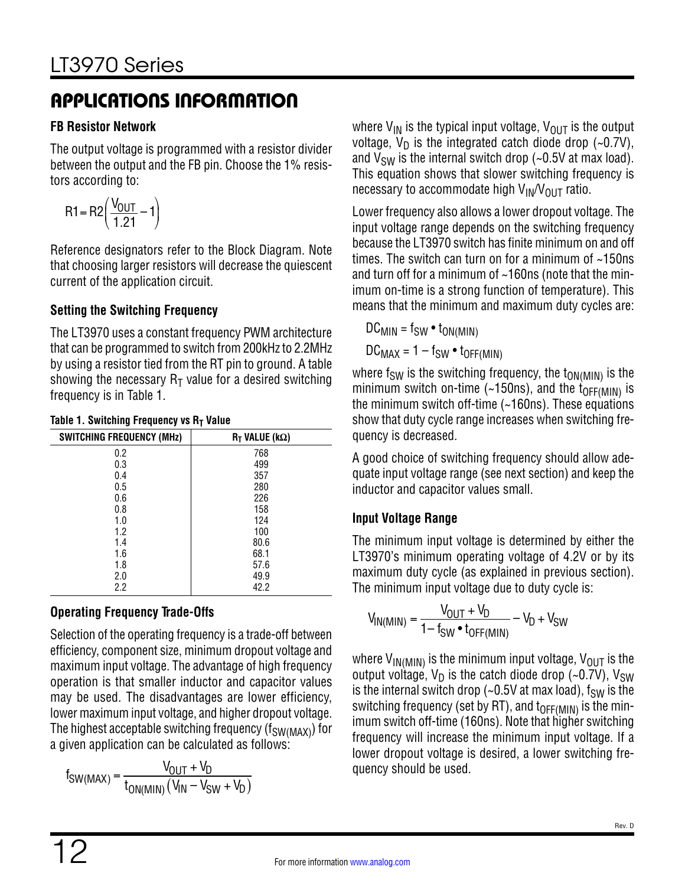## APPLICATIONS INFORMATION

### FB Resistor Network

The output voltage is programmed with a resistor divider between the output and the FB pin. Choose the 1% resistors according to:

$$R1 = R2\left(\frac{V_{OUT}}{1.21} - 1\right)$$

Reference designators refer to the Block Diagram. Note that choosing larger resistors will decrease the quiescent current of the application circuit.

### Setting the Switching Frequency

The LT3970 uses a constant frequency PWM architecture that can be programmed to switch from 200kHz to 2.2MHz by using a resistor tied from the RT pin to ground. A table showing the necessary $R_T$ value for a desired switching frequency is in Table 1.

**Table 1. Switching Frequency vs $R_T$ Value**

| SWITCHING FREQUENCY (MHz) | $R_T$ VALUE (kΩ) |
|---|---|
| 0.2 | 768 |
| 0.3 | 499 |
| 0.4 | 357 |
| 0.5 | 280 |
| 0.6 | 226 |
| 0.8 | 158 |
| 1.0 | 124 |
| 1.2 | 100 |
| 1.4 | 80.6 |
| 1.6 | 68.1 |
| 1.8 | 57.6 |
| 2.0 | 49.9 |
| 2.2 | 42.2 |

### Operating Frequency Trade-Offs

Selection of the operating frequency is a trade-off between efficiency, component size, minimum dropout voltage and maximum input voltage. The advantage of high frequency operation is that smaller inductor and capacitor values may be used. The disadvantages are lower efficiency, lower maximum input voltage, and higher dropout voltage. The highest acceptable switching frequency ($f_{SW(MAX)}$) for a given application can be calculated as follows:

$$f_{SW(MAX)} = \frac{V_{OUT} + V_D}{t_{ON(MIN)}\left(V_{IN} - V_{SW} + V_D\right)}$$

where $V_{IN}$ is the typical input voltage, $V_{OUT}$ is the output voltage, $V_D$ is the integrated catch diode drop (~0.7V), and $V_{SW}$ is the internal switch drop (~0.5V at max load). This equation shows that slower switching frequency is necessary to accommodate high $V_{IN}/V_{OUT}$ ratio.

Lower frequency also allows a lower dropout voltage. The input voltage range depends on the switching frequency because the LT3970 switch has finite minimum on and off times. The switch can turn on for a minimum of ~150ns and turn off for a minimum of ~160ns (note that the minimum on-time is a strong function of temperature). This means that the minimum and maximum duty cycles are:

$$DC_{MIN} = f_{SW} \bullet t_{ON(MIN)}$$

$$DC_{MAX} = 1 - f_{SW} \bullet t_{OFF(MIN)}$$

where $f_{SW}$ is the switching frequency, the $t_{ON(MIN)}$ is the minimum switch on-time (~150ns), and the $t_{OFF(MIN)}$ is the minimum switch off-time (~160ns). These equations show that duty cycle range increases when switching frequency is decreased.

A good choice of switching frequency should allow adequate input voltage range (see next section) and keep the inductor and capacitor values small.

### Input Voltage Range

The minimum input voltage is determined by either the LT3970's minimum operating voltage of 4.2V or by its maximum duty cycle (as explained in previous section). The minimum input voltage due to duty cycle is:

$$V_{IN(MIN)} = \frac{V_{OUT} + V_D}{1 - f_{SW} \bullet t_{OFF(MIN)}} - V_D + V_{SW}$$

where $V_{IN(MIN)}$ is the minimum input voltage, $V_{OUT}$ is the output voltage, $V_D$ is the catch diode drop (~0.7V), $V_{SW}$ is the internal switch drop (~0.5V at max load), $f_{SW}$ is the switching frequency (set by RT), and $t_{OFF(MIN)}$ is the minimum switch off-time (160ns). Note that higher switching frequency will increase the minimum input voltage. If a lower dropout voltage is desired, a lower switching frequency should be used.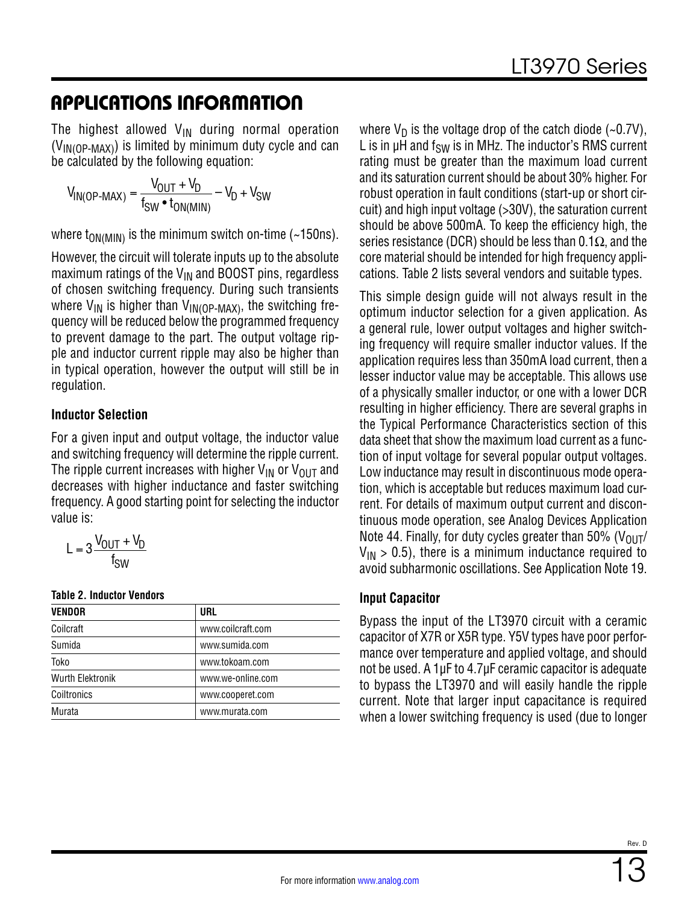## APPLICATIONS INFORMATION

The highest allowed $V_{IN}$ during normal operation ($V_{IN(OP-MAX)}$) is limited by minimum duty cycle and can be calculated by the following equation:

$$V_{IN(OP-MAX)} = \frac{V_{OUT} + V_D}{f_{SW} \bullet t_{ON(MIN)}} - V_D + V_{SW}$$

where $t_{ON(MIN)}$ is the minimum switch on-time (~150ns).

However, the circuit will tolerate inputs up to the absolute maximum ratings of the $V_{IN}$ and BOOST pins, regardless of chosen switching frequency. During such transients where $V_{IN}$ is higher than $V_{IN(OP-MAX)}$, the switching frequency will be reduced below the programmed frequency to prevent damage to the part. The output voltage ripple and inductor current ripple may also be higher than in typical operation, however the output will still be in regulation.

### Inductor Selection

For a given input and output voltage, the inductor value and switching frequency will determine the ripple current. The ripple current increases with higher $V_{IN}$ or $V_{OUT}$ and decreases with higher inductance and faster switching frequency. A good starting point for selecting the inductor value is:

$$L = 3\frac{V_{OUT} + V_D}{f_{SW}}$$

**Table 2. Inductor Vendors**

| VENDOR | URL |
|---|---|
| Coilcraft | www.coilcraft.com |
| Sumida | www.sumida.com |
| Toko | www.tokoam.com |
| Wurth Elektronik | www.we-online.com |
| Coiltronics | www.cooperet.com |
| Murata | www.murata.com |

where $V_D$ is the voltage drop of the catch diode (~0.7V), L is in µH and $f_{SW}$ is in MHz. The inductor's RMS current rating must be greater than the maximum load current and its saturation current should be about 30% higher. For robust operation in fault conditions (start-up or short circuit) and high input voltage (>30V), the saturation current should be above 500mA. To keep the efficiency high, the series resistance (DCR) should be less than 0.1Ω, and the core material should be intended for high frequency applications. Table 2 lists several vendors and suitable types.

This simple design guide will not always result in the optimum inductor selection for a given application. As a general rule, lower output voltages and higher switching frequency will require smaller inductor values. If the application requires less than 350mA load current, then a lesser inductor value may be acceptable. This allows use of a physically smaller inductor, or one with a lower DCR resulting in higher efficiency. There are several graphs in the Typical Performance Characteristics section of this data sheet that show the maximum load current as a function of input voltage for several popular output voltages. Low inductance may result in discontinuous mode operation, which is acceptable but reduces maximum load current. For details of maximum output current and discontinuous mode operation, see Analog Devices Application Note 44. Finally, for duty cycles greater than 50% ($V_{OUT}/V_{IN} > 0.5$), there is a minimum inductance required to avoid subharmonic oscillations. See Application Note 19.

### Input Capacitor

Bypass the input of the LT3970 circuit with a ceramic capacitor of X7R or X5R type. Y5V types have poor performance over temperature and applied voltage, and should not be used. A 1µF to 4.7µF ceramic capacitor is adequate to bypass the LT3970 and will easily handle the ripple current. Note that larger input capacitance is required when a lower switching frequency is used (due to longer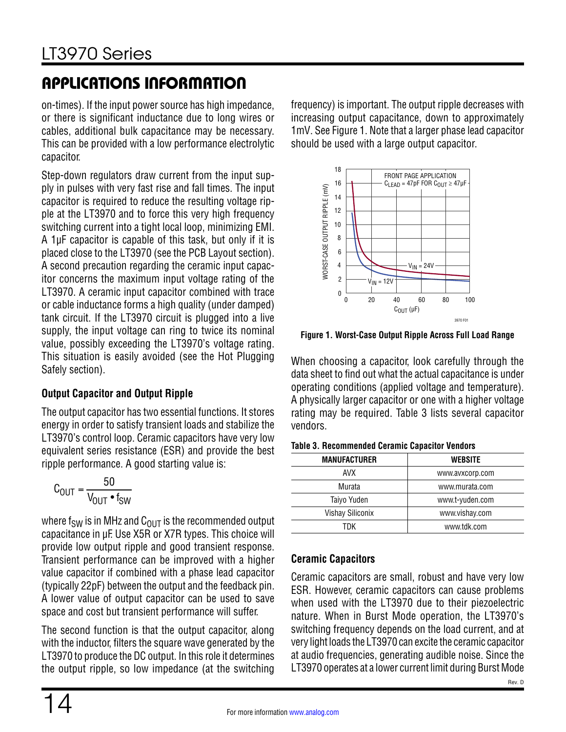## APPLICATIONS INFORMATION

on-times). If the input power source has high impedance, or there is significant inductance due to long wires or cables, additional bulk capacitance may be necessary. This can be provided with a low performance electrolytic capacitor.

Step-down regulators draw current from the input supply in pulses with very fast rise and fall times. The input capacitor is required to reduce the resulting voltage ripple at the LT3970 and to force this very high frequency switching current into a tight local loop, minimizing EMI. A 1µF capacitor is capable of this task, but only if it is placed close to the LT3970 (see the PCB Layout section). A second precaution regarding the ceramic input capacitor concerns the maximum input voltage rating of the LT3970. A ceramic input capacitor combined with trace or cable inductance forms a high quality (under damped) tank circuit. If the LT3970 circuit is plugged into a live supply, the input voltage can ring to twice its nominal value, possibly exceeding the LT3970's voltage rating. This situation is easily avoided (see the Hot Plugging Safely section).

### Output Capacitor and Output Ripple

The output capacitor has two essential functions. It stores energy in order to satisfy transient loads and stabilize the LT3970's control loop. Ceramic capacitors have very low equivalent series resistance (ESR) and provide the best ripple performance. A good starting value is:

$$C_{OUT} = \frac{50}{V_{OUT} \bullet f_{SW}}$$

where $f_{SW}$ is in MHz and $C_{OUT}$ is the recommended output capacitance in µF. Use X5R or X7R types. This choice will provide low output ripple and good transient response. Transient performance can be improved with a higher value capacitor if combined with a phase lead capacitor (typically 22pF) between the output and the feedback pin. A lower value of output capacitor can be used to save space and cost but transient performance will suffer.

The second function is that the output capacitor, along with the inductor, filters the square wave generated by the LT3970 to produce the DC output. In this role it determines the output ripple, so low impedance (at the switching frequency) is important. The output ripple decreases with increasing output capacitance, down to approximately 1mV. See Figure 1. Note that a larger phase lead capacitor should be used with a large output capacitor.

**Figure 1. Worst-Case Output Ripple Across Full Load Range**

When choosing a capacitor, look carefully through the data sheet to find out what the actual capacitance is under operating conditions (applied voltage and temperature). A physically larger capacitor or one with a higher voltage rating may be required. Table 3 lists several capacitor vendors.

**Table 3. Recommended Ceramic Capacitor Vendors**

| MANUFACTURER | WEBSITE |
|---|---|
| AVX | www.avxcorp.com |
| Murata | www.murata.com |
| Taiyo Yuden | www.t-yuden.com |
| Vishay Siliconix | www.vishay.com |
| TDK | www.tdk.com |

### Ceramic Capacitors

Ceramic capacitors are small, robust and have very low ESR. However, ceramic capacitors can cause problems when used with the LT3970 due to their piezoelectric nature. When in Burst Mode operation, the LT3970's switching frequency depends on the load current, and at very light loads the LT3970 can excite the ceramic capacitor at audio frequencies, generating audible noise. Since the LT3970 operates at a lower current limit during Burst Mode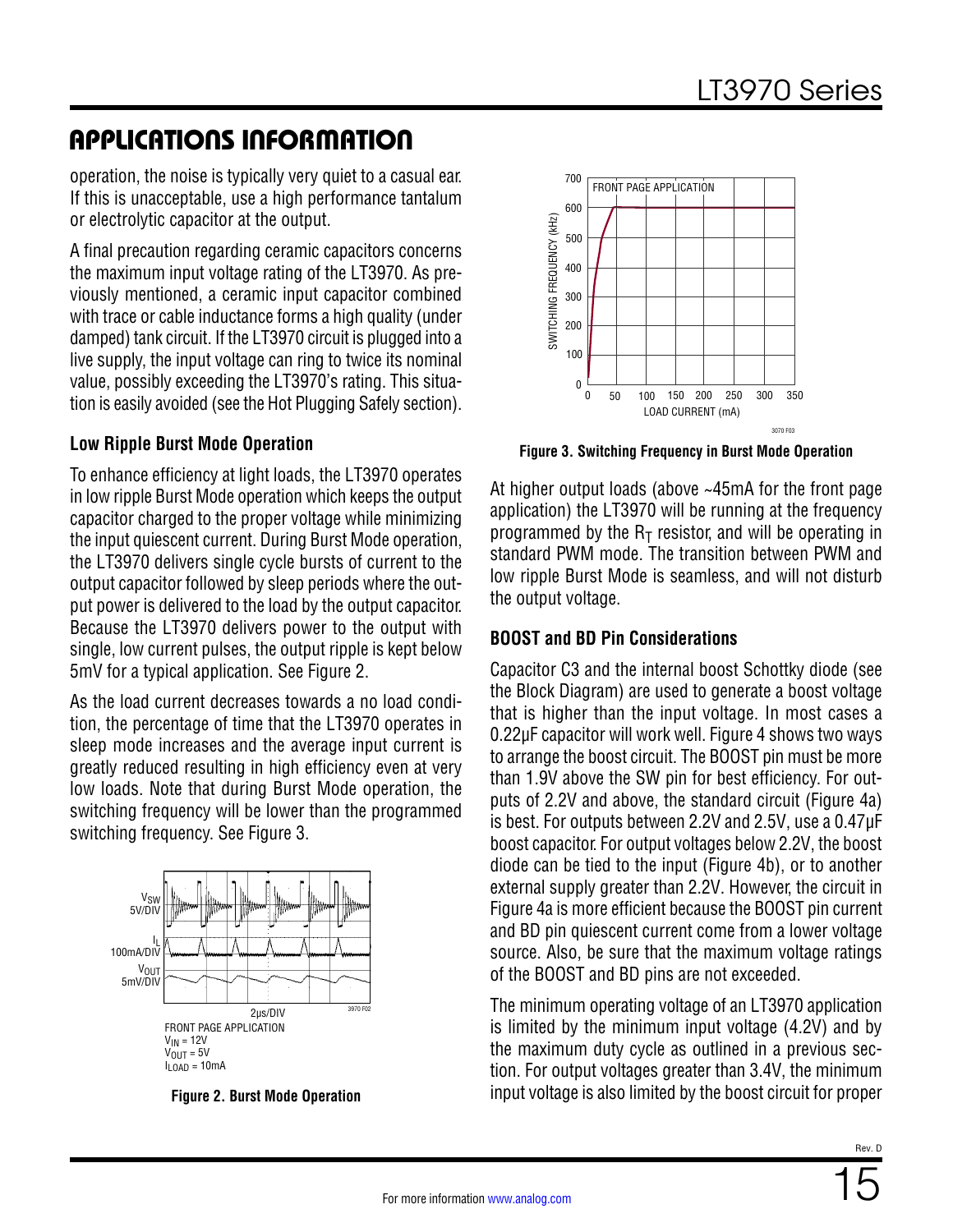## APPLICATIONS INFORMATION

operation, the noise is typically very quiet to a casual ear. If this is unacceptable, use a high performance tantalum or electrolytic capacitor at the output.

A final precaution regarding ceramic capacitors concerns the maximum input voltage rating of the LT3970. As previously mentioned, a ceramic input capacitor combined with trace or cable inductance forms a high quality (under damped) tank circuit. If the LT3970 circuit is plugged into a live supply, the input voltage can ring to twice its nominal value, possibly exceeding the LT3970's rating. This situation is easily avoided (see the Hot Plugging Safely section).

### Low Ripple Burst Mode Operation

To enhance efficiency at light loads, the LT3970 operates in low ripple Burst Mode operation which keeps the output capacitor charged to the proper voltage while minimizing the input quiescent current. During Burst Mode operation, the LT3970 delivers single cycle bursts of current to the output capacitor followed by sleep periods where the output power is delivered to the load by the output capacitor. Because the LT3970 delivers power to the output with single, low current pulses, the output ripple is kept below 5mV for a typical application. See Figure 2.

As the load current decreases towards a no load condition, the percentage of time that the LT3970 operates in sleep mode increases and the average input current is greatly reduced resulting in high efficiency even at very low loads. Note that during Burst Mode operation, the switching frequency will be lower than the programmed switching frequency. See Figure 3.

FRONT PAGE APPLICATION
$V_{IN}$ = 12V
$V_{OUT}$ = 5V
$I_{LOAD}$ = 10mA

**Figure 2. Burst Mode Operation**

**Figure 3. Switching Frequency in Burst Mode Operation**

At higher output loads (above ~45mA for the front page application) the LT3970 will be running at the frequency programmed by the $R_T$ resistor, and will be operating in standard PWM mode. The transition between PWM and low ripple Burst Mode is seamless, and will not disturb the output voltage.

### BOOST and BD Pin Considerations

Capacitor C3 and the internal boost Schottky diode (see the Block Diagram) are used to generate a boost voltage that is higher than the input voltage. In most cases a 0.22µF capacitor will work well. Figure 4 shows two ways to arrange the boost circuit. The BOOST pin must be more than 1.9V above the SW pin for best efficiency. For outputs of 2.2V and above, the standard circuit (Figure 4a) is best. For outputs between 2.2V and 2.5V, use a 0.47µF boost capacitor. For output voltages below 2.2V, the boost diode can be tied to the input (Figure 4b), or to another external supply greater than 2.2V. However, the circuit in Figure 4a is more efficient because the BOOST pin current and BD pin quiescent current come from a lower voltage source. Also, be sure that the maximum voltage ratings of the BOOST and BD pins are not exceeded.

The minimum operating voltage of an LT3970 application is limited by the minimum input voltage (4.2V) and by the maximum duty cycle as outlined in a previous section. For output voltages greater than 3.4V, the minimum input voltage is also limited by the boost circuit for proper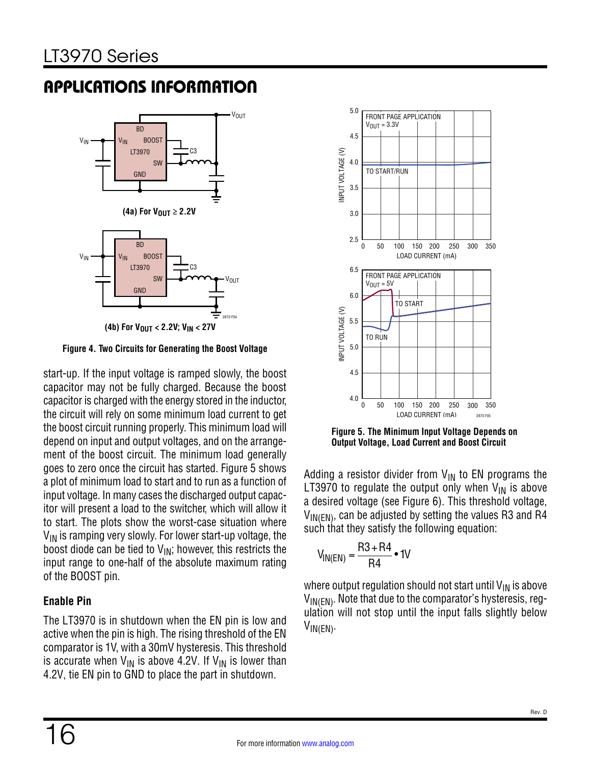## APPLICATIONS INFORMATION

(4a) For $V_{OUT} \geq 2.2V$

(4b) For $V_{OUT} < 2.2V$; $V_{IN} < 27V$

**Figure 4. Two Circuits for Generating the Boost Voltage**

start-up. If the input voltage is ramped slowly, the boost capacitor may not be fully charged. Because the boost capacitor is charged with the energy stored in the inductor, the circuit will rely on some minimum load current to get the boost circuit running properly. This minimum load will depend on input and output voltages, and on the arrangement of the boost circuit. The minimum load generally goes to zero once the circuit has started. Figure 5 shows a plot of minimum load to start and to run as a function of input voltage. In many cases the discharged output capacitor will present a load to the switcher, which will allow it to start. The plots show the worst-case situation where $V_{IN}$ is ramping very slowly. For lower start-up voltage, the boost diode can be tied to $V_{IN}$; however, this restricts the input range to one-half of the absolute maximum rating of the BOOST pin.

### Enable Pin

The LT3970 is in shutdown when the EN pin is low and active when the pin is high. The rising threshold of the EN comparator is 1V, with a 30mV hysteresis. This threshold is accurate when $V_{IN}$ is above 4.2V. If $V_{IN}$ is lower than 4.2V, tie EN pin to GND to place the part in shutdown.

**Figure 5. The Minimum Input Voltage Depends on Output Voltage, Load Current and Boost Circuit**

Adding a resistor divider from $V_{IN}$ to EN programs the LT3970 to regulate the output only when $V_{IN}$ is above a desired voltage (see Figure 6). This threshold voltage, $V_{IN(EN)}$, can be adjusted by setting the values R3 and R4 such that they satisfy the following equation:

$$V_{IN(EN)} = \frac{R3 + R4}{R4} \bullet 1V$$

where output regulation should not start until $V_{IN}$ is above $V_{IN(EN)}$. Note that due to the comparator's hysteresis, regulation will not stop until the input falls slightly below $V_{IN(EN)}$.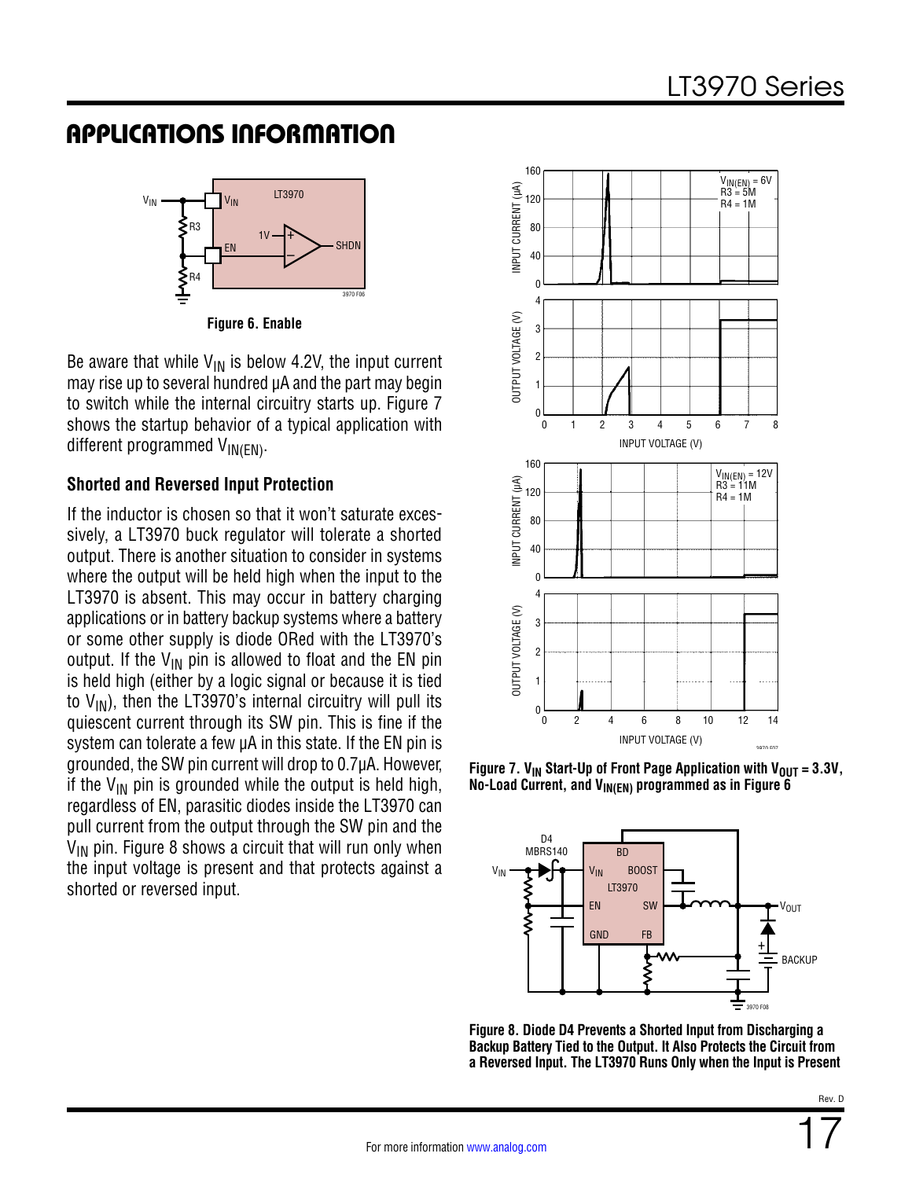## APPLICATIONS INFORMATION

Figure 6. Enable

Be aware that while $V_{IN}$ is below 4.2V, the input current may rise up to several hundred µA and the part may begin to switch while the internal circuitry starts up. Figure 7 shows the startup behavior of a typical application with different programmed $V_{IN(EN)}$.

### Shorted and Reversed Input Protection

If the inductor is chosen so that it won't saturate excessively, a LT3970 buck regulator will tolerate a shorted output. There is another situation to consider in systems where the output will be held high when the input to the LT3970 is absent. This may occur in battery charging applications or in battery backup systems where a battery or some other supply is diode ORed with the LT3970's output. If the $V_{IN}$ pin is allowed to float and the EN pin is held high (either by a logic signal or because it is tied to $V_{IN}$), then the LT3970's internal circuitry will pull its quiescent current through its SW pin. This is fine if the system can tolerate a few µA in this state. If the EN pin is grounded, the SW pin current will drop to 0.7µA. However, if the $V_{IN}$ pin is grounded while the output is held high, regardless of EN, parasitic diodes inside the LT3970 can pull current from the output through the SW pin and the $V_{IN}$ pin. Figure 8 shows a circuit that will run only when the input voltage is present and that protects against a shorted or reversed input.

Figure 7. $V_{IN}$ Start-Up of Front Page Application with $V_{OUT}$ = 3.3V, No-Load Current, and $V_{IN(EN)}$ programmed as in Figure 6

Figure 8. Diode D4 Prevents a Shorted Input from Discharging a Backup Battery Tied to the Output. It Also Protects the Circuit from a Reversed Input. The LT3970 Runs Only when the Input is Present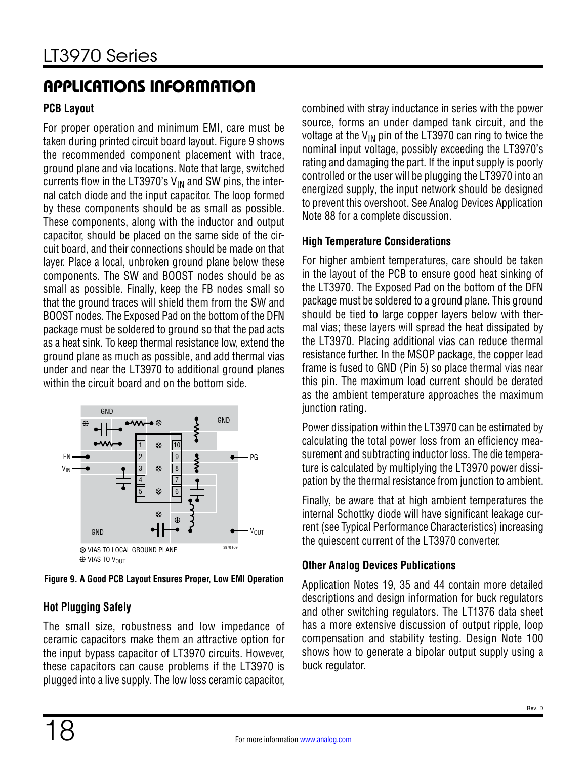## APPLICATIONS INFORMATION

### PCB Layout

For proper operation and minimum EMI, care must be taken during printed circuit board layout. Figure 9 shows the recommended component placement with trace, ground plane and via locations. Note that large, switched currents flow in the LT3970's $V_{IN}$ and SW pins, the internal catch diode and the input capacitor. The loop formed by these components should be as small as possible. These components, along with the inductor and output capacitor, should be placed on the same side of the circuit board, and their connections should be made on that layer. Place a local, unbroken ground plane below these components. The SW and BOOST nodes should be as small as possible. Finally, keep the FB nodes small so that the ground traces will shield them from the SW and BOOST nodes. The Exposed Pad on the bottom of the DFN package must be soldered to ground so that the pad acts as a heat sink. To keep thermal resistance low, extend the ground plane as much as possible, and add thermal vias under and near the LT3970 to additional ground planes within the circuit board and on the bottom side.

**Figure 9. A Good PCB Layout Ensures Proper, Low EMI Operation**

### Hot Plugging Safely

The small size, robustness and low impedance of ceramic capacitors make them an attractive option for the input bypass capacitor of LT3970 circuits. However, these capacitors can cause problems if the LT3970 is plugged into a live supply. The low loss ceramic capacitor, combined with stray inductance in series with the power source, forms an under damped tank circuit, and the voltage at the $V_{IN}$ pin of the LT3970 can ring to twice the nominal input voltage, possibly exceeding the LT3970's rating and damaging the part. If the input supply is poorly controlled or the user will be plugging the LT3970 into an energized supply, the input network should be designed to prevent this overshoot. See Analog Devices Application Note 88 for a complete discussion.

### High Temperature Considerations

For higher ambient temperatures, care should be taken in the layout of the PCB to ensure good heat sinking of the LT3970. The Exposed Pad on the bottom of the DFN package must be soldered to a ground plane. This ground should be tied to large copper layers below with thermal vias; these layers will spread the heat dissipated by the LT3970. Placing additional vias can reduce thermal resistance further. In the MSOP package, the copper lead frame is fused to GND (Pin 5) so place thermal vias near this pin. The maximum load current should be derated as the ambient temperature approaches the maximum junction rating.

Power dissipation within the LT3970 can be estimated by calculating the total power loss from an efficiency measurement and subtracting inductor loss. The die temperature is calculated by multiplying the LT3970 power dissipation by the thermal resistance from junction to ambient.

Finally, be aware that at high ambient temperatures the internal Schottky diode will have significant leakage current (see Typical Performance Characteristics) increasing the quiescent current of the LT3970 converter.

### Other Analog Devices Publications

Application Notes 19, 35 and 44 contain more detailed descriptions and design information for buck regulators and other switching regulators. The LT1376 data sheet has a more extensive discussion of output ripple, loop compensation and stability testing. Design Note 100 shows how to generate a bipolar output supply using a buck regulator.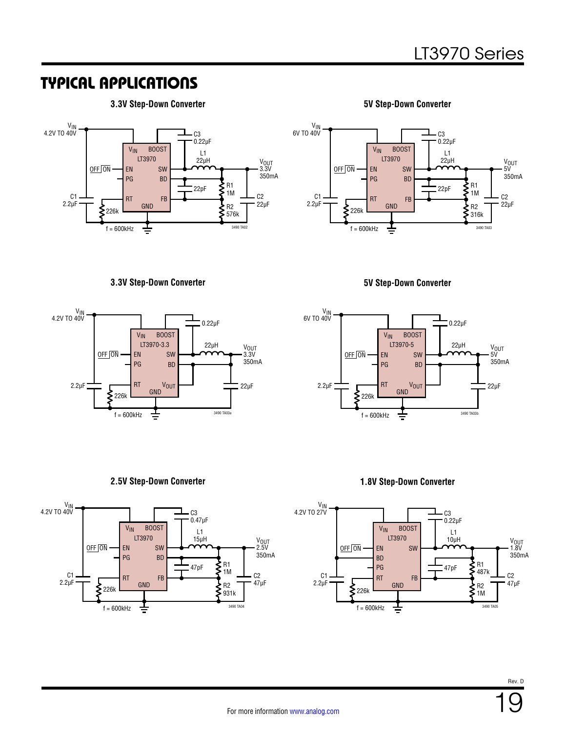## TYPICAL APPLICATIONS

**3.3V Step-Down Converter**

$V_{IN}$ 4.2V TO 40V; OFF ON; EN; PG; RT; $V_{IN}$; BOOST; LT3970; SW; BD; FB; GND; C3 0.22µF; L1 22µH; 22pF; R1 1M; R2 576k; C1 2.2µF; 226k; C2 22µF; $V_{OUT}$ 3.3V 350mA; f = 600kHz; 3490 TA02

**5V Step-Down Converter**

$V_{IN}$ 6V TO 40V; OFF ON; EN; PG; RT; $V_{IN}$; BOOST; LT3970; SW; BD; FB; GND; C3 0.22µF; L1 22µH; 22pF; R1 1M; R2 316k; C1 2.2µF; 226k; C2 22µF; $V_{OUT}$ 5V 350mA; f = 600kHz; 3490 TA03

**3.3V Step-Down Converter**

$V_{IN}$ 4.2V TO 40V; OFF ON; EN; PG; RT; $V_{IN}$; BOOST; LT3970-3.3; SW; BD; $V_{OUT}$; GND; 0.22µF; 22µH; 2.2µF; 226k; 22µF; $V_{OUT}$ 3.3V 350mA; f = 600kHz; 3490 TA03a

**5V Step-Down Converter**

$V_{IN}$ 6V TO 40V; OFF ON; EN; PG; RT; $V_{IN}$; BOOST; LT3970-5; SW; BD; $V_{OUT}$; GND; 0.22µF; 22µH; 2.2µF; 226k; 22µF; $V_{OUT}$ 5V 350mA; f = 600kHz; 3490 TA03b

**2.5V Step-Down Converter**

$V_{IN}$ 4.2V TO 40V; OFF ON; EN; PG; RT; $V_{IN}$; BOOST; LT3970; SW; BD; FB; GND; C3 0.47µF; L1 15µH; 47pF; R1 1M; R2 931k; C1 2.2µF; 226k; C2 47µF; $V_{OUT}$ 2.5V 350mA; f = 600kHz; 3490 TA04

**1.8V Step-Down Converter**

$V_{IN}$ 4.2V TO 27V; OFF ON; EN; BD; PG; RT; $V_{IN}$; BOOST; LT3970; SW; FB; GND; C3 0.22µF; L1 10µH; 47pF; R1 487k; R2 1M; C1 2.2µF; 226k; C2 47µF; $V_{OUT}$ 1.8V 350mA; f = 600kHz; 3490 TA05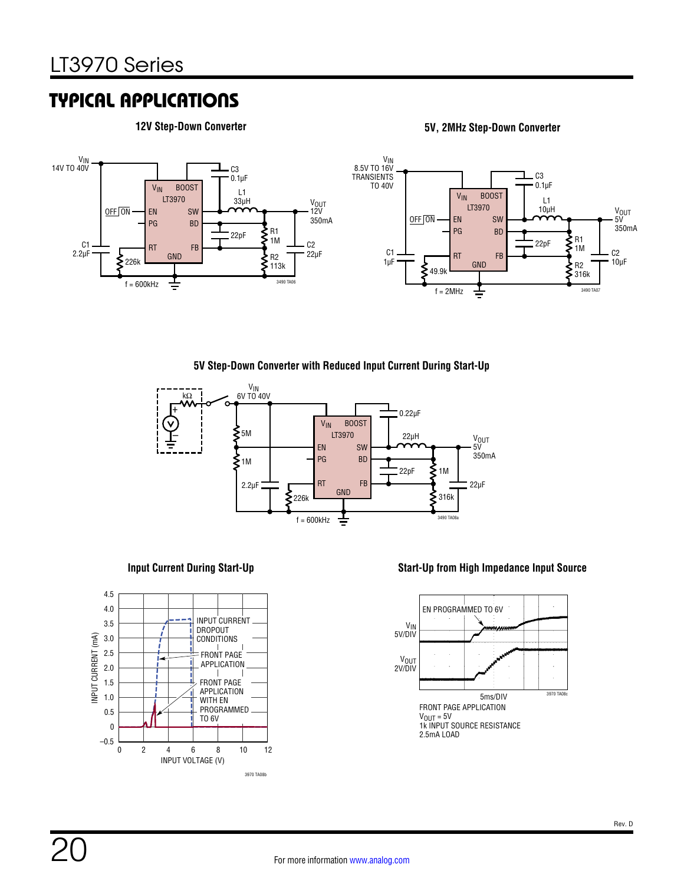## TYPICAL APPLICATIONS

**12V Step-Down Converter**

$V_{IN}$ 14V TO 40V; C1 2.2µF; OFF ON → EN; PG; RT 226k; GND; LT3970 ($V_{IN}$, BOOST, SW, BD, FB); C3 0.1µF; L1 33µH; 22pF; R1 1M; R2 113k; C2 22µF; $V_{OUT}$ 12V 350mA; f = 600kHz

3490 TA06

**5V, 2MHz Step-Down Converter**

$V_{IN}$ 8.5V TO 16V TRANSIENTS TO 40V; C1 1µF; OFF ON → EN; PG; RT 49.9k; GND; LT3970 ($V_{IN}$, BOOST, SW, BD, FB); C3 0.1µF; L1 10µH; 22pF; R1 1M; R2 316k; C2 10µF; $V_{OUT}$ 5V 350mA; f = 2MHz

3490 TA07

**5V Step-Down Converter with Reduced Input Current During Start-Up**

kΩ source resistance; $V_{IN}$ 6V TO 40V; 5M; 1M; 2.2µF; 226k; LT3970 ($V_{IN}$, BOOST, EN, SW, PG, BD, RT, FB, GND); 0.22µF; 22µH; 22pF; 1M; 316k; 22µF; $V_{OUT}$ 5V 350mA; f = 600kHz

3490 TA08a

**Input Current During Start-Up**

INPUT CURRENT (mA) vs INPUT VOLTAGE (V)

INPUT CURRENT DROPOUT CONDITIONS

FRONT PAGE APPLICATION

FRONT PAGE APPLICATION WITH EN PROGRAMMED TO 6V

3970 TA08b

**Start-Up from High Impedance Input Source**

EN PROGRAMMED TO 6V

$V_{IN}$ 5V/DIV

$V_{OUT}$ 2V/DIV

5ms/DIV

3970 TA08c

FRONT PAGE APPLICATION
$V_{OUT}$ = 5V
1k INPUT SOURCE RESISTANCE
2.5mA LOAD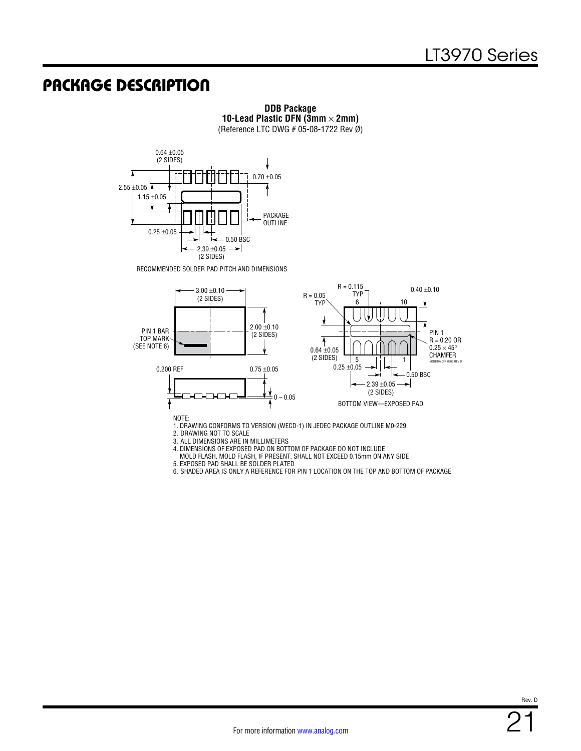## PACKAGE DESCRIPTION

**DDB Package**
**10-Lead Plastic DFN (3mm × 2mm)**
(Reference LTC DWG # 05-08-1722 Rev Ø)

0.64 ±0.05 (2 SIDES)

0.70 ±0.05

2.55 ±0.05

1.15 ±0.05

PACKAGE OUTLINE

0.25 ±0.05

0.50 BSC

2.39 ±0.05 (2 SIDES)

RECOMMENDED SOLDER PAD PITCH AND DIMENSIONS

3.00 ±0.10 (2 SIDES)

2.00 ±0.10 (2 SIDES)

PIN 1 BAR TOP MARK (SEE NOTE 6)

0.200 REF

0.75 ±0.05

0 – 0.05

R = 0.05 TYP

R = 0.115 TYP

0.40 ±0.10

6

10

PIN 1 R = 0.20 OR 0.25 × 45° CHAMFER

0.64 ±0.05 (2 SIDES)

5

1

0.25 ±0.05

0.50 BSC

2.39 ±0.05 (2 SIDES)

(DDB10) DFN 0905 REV Ø

BOTTOM VIEW—EXPOSED PAD

NOTE:
1. DRAWING CONFORMS TO VERSION (WECD-1) IN JEDEC PACKAGE OUTLINE M0-229
2. DRAWING NOT TO SCALE
3. ALL DIMENSIONS ARE IN MILLIMETERS
4. DIMENSIONS OF EXPOSED PAD ON BOTTOM OF PACKAGE DO NOT INCLUDE MOLD FLASH. MOLD FLASH, IF PRESENT, SHALL NOT EXCEED 0.15mm ON ANY SIDE
5. EXPOSED PAD SHALL BE SOLDER PLATED
6. SHADED AREA IS ONLY A REFERENCE FOR PIN 1 LOCATION ON THE TOP AND BOTTOM OF PACKAGE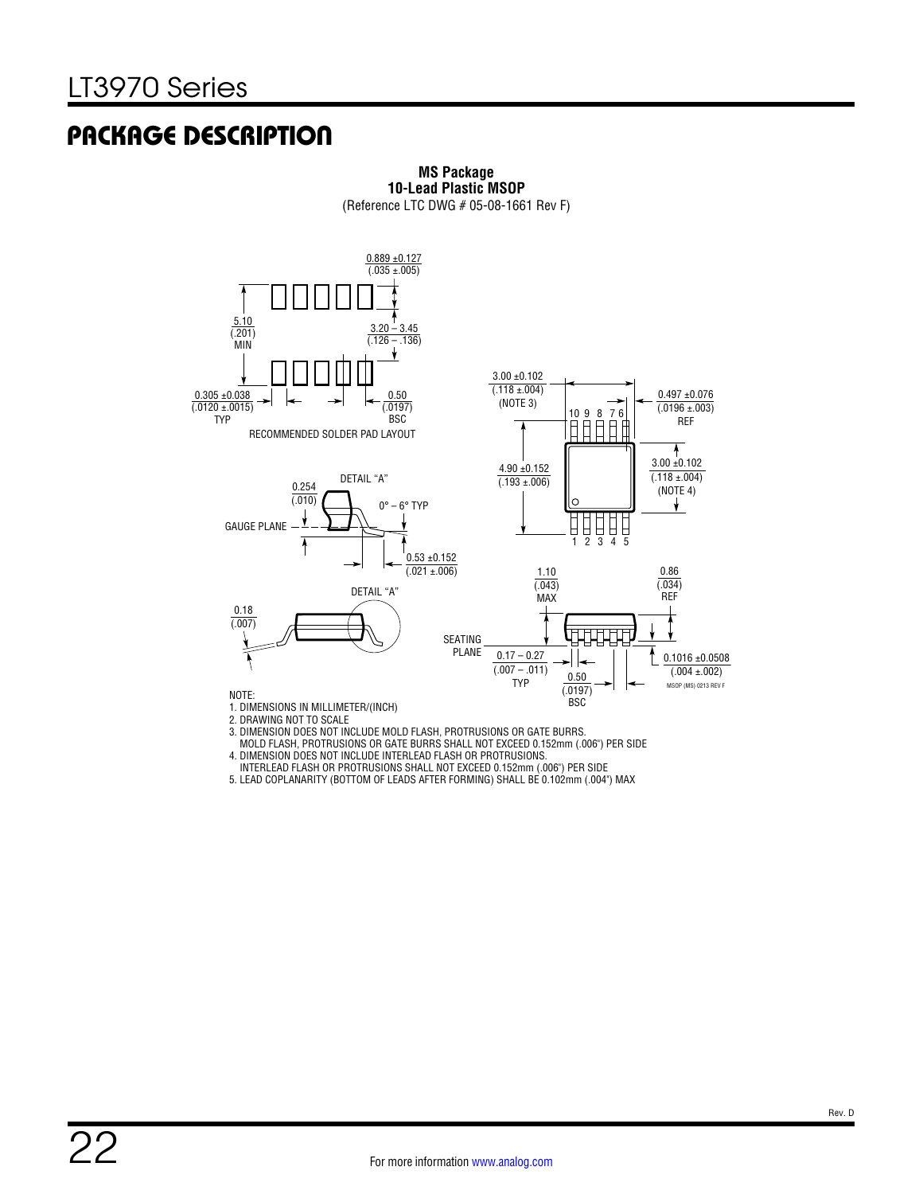## PACKAGE DESCRIPTION

**MS Package**
**10-Lead Plastic MSOP**
(Reference LTC DWG # 05-08-1661 Rev F)

0.889 ±0.127
(.035 ±.005)

5.10
(.201)
MIN

3.20 – 3.45
(.126 – .136)

0.305 ±0.038
(.0120 ±.0015)
TYP

0.50
(.0197)
BSC

RECOMMENDED SOLDER PAD LAYOUT

3.00 ±0.102
(.118 ±.004)
(NOTE 3)

0.497 ±0.076
(.0196 ±.003)
REF

10 9 8 7 6

4.90 ±0.152
(.193 ±.006)

3.00 ±0.102
(.118 ±.004)
(NOTE 4)

1 2 3 4 5

DETAIL "A"

0.254
(.010)

0° – 6° TYP

GAUGE PLANE

0.53 ±0.152
(.021 ±.006)

DETAIL "A"

0.18
(.007)

1.10
(.043)
MAX

0.86
(.034)
REF

SEATING PLANE

0.17 – 0.27
(.007 – .011)
TYP

0.50
(.0197)
BSC

0.1016 ±0.0508
(.004 ±.002)

MSOP (MS) 0213 REV F

NOTE:
1. DIMENSIONS IN MILLIMETER/(INCH)
2. DRAWING NOT TO SCALE
3. DIMENSION DOES NOT INCLUDE MOLD FLASH, PROTRUSIONS OR GATE BURRS.
   MOLD FLASH, PROTRUSIONS OR GATE BURRS SHALL NOT EXCEED 0.152mm (.006") PER SIDE
4. DIMENSION DOES NOT INCLUDE INTERLEAD FLASH OR PROTRUSIONS.
   INTERLEAD FLASH OR PROTRUSIONS SHALL NOT EXCEED 0.152mm (.006") PER SIDE
5. LEAD COPLANARITY (BOTTOM OF LEADS AFTER FORMING) SHALL BE 0.102mm (.004") MAX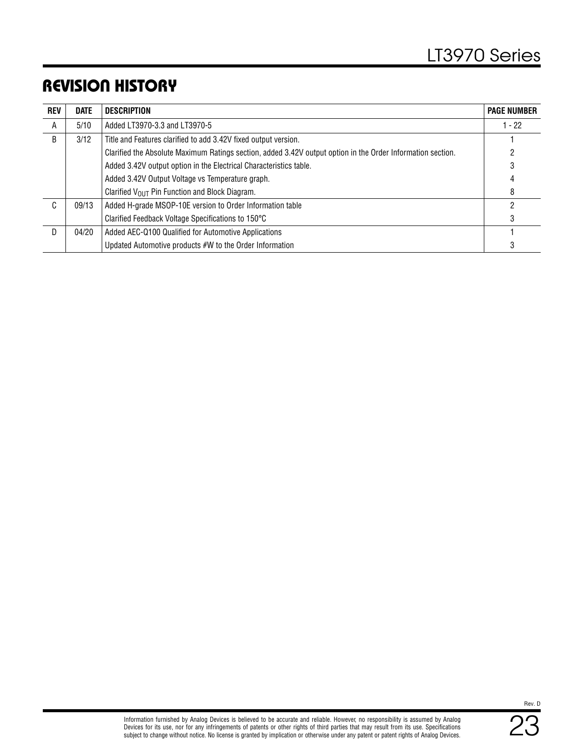## REVISION HISTORY

| REV | DATE | DESCRIPTION | PAGE NUMBER |
|---|---|---|---|
| A | 5/10 | Added LT3970-3.3 and LT3970-5 | 1 - 22 |
| B | 3/12 | Title and Features clarified to add 3.42V fixed output version. | 1 |
| | | Clarified the Absolute Maximum Ratings section, added 3.42V output option in the Order Information section. | 2 |
| | | Added 3.42V output option in the Electrical Characteristics table. | 3 |
| | | Added 3.42V Output Voltage vs Temperature graph. | 4 |
| | | Clarified $V_{OUT}$ Pin Function and Block Diagram. | 8 |
| C | 09/13 | Added H-grade MSOP-10E version to Order Information table | 2 |
| | | Clarified Feedback Voltage Specifications to 150°C | 3 |
| D | 04/20 | Added AEC-Q100 Qualified for Automotive Applications | 1 |
| | | Updated Automotive products #W to the Order Information | 3 |

Information furnished by Analog Devices is believed to be accurate and reliable. However, no responsibility is assumed by Analog Devices for its use, nor for any infringements of patents or other rights of third parties that may result from its use. Specifications subject to change without notice. No license is granted by implication or otherwise under any patent or patent rights of Analog Devices.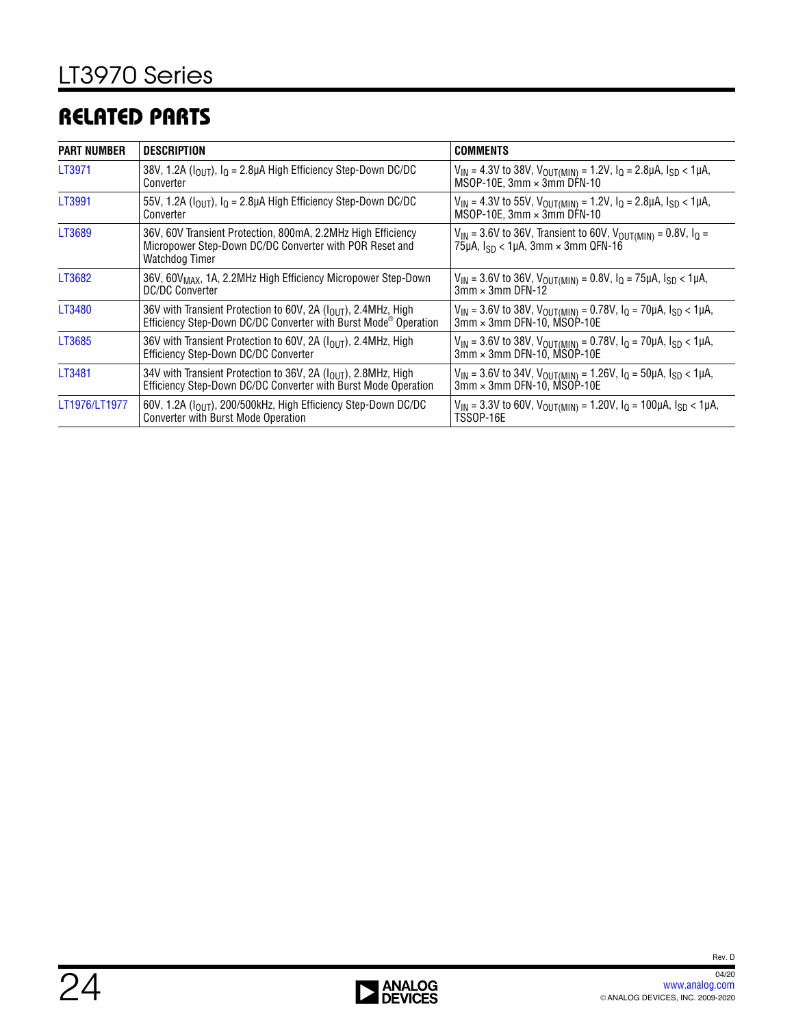## RELATED PARTS

| PART NUMBER | DESCRIPTION | COMMENTS |
|---|---|---|
| LT3971 | 38V, 1.2A ($I_{OUT}$), $I_Q$ = 2.8µA High Efficiency Step-Down DC/DC Converter | $V_{IN}$ = 4.3V to 38V, $V_{OUT(MIN)}$ = 1.2V, $I_Q$ = 2.8µA, $I_{SD}$ < 1µA, MSOP-10E, 3mm × 3mm DFN-10 |
| LT3991 | 55V, 1.2A ($I_{OUT}$), $I_Q$ = 2.8µA High Efficiency Step-Down DC/DC Converter | $V_{IN}$ = 4.3V to 55V, $V_{OUT(MIN)}$ = 1.2V, $I_Q$ = 2.8µA, $I_{SD}$ < 1µA, MSOP-10E, 3mm × 3mm DFN-10 |
| LT3689 | 36V, 60V Transient Protection, 800mA, 2.2MHz High Efficiency Micropower Step-Down DC/DC Converter with POR Reset and Watchdog Timer | $V_{IN}$ = 3.6V to 36V, Transient to 60V, $V_{OUT(MIN)}$ = 0.8V, $I_Q$ = 75µA, $I_{SD}$ < 1µA, 3mm × 3mm QFN-16 |
| LT3682 | 36V, $60V_{MAX}$, 1A, 2.2MHz High Efficiency Micropower Step-Down DC/DC Converter | $V_{IN}$ = 3.6V to 36V, $V_{OUT(MIN)}$ = 0.8V, $I_Q$ = 75µA, $I_{SD}$ < 1µA, 3mm × 3mm DFN-12 |
| LT3480 | 36V with Transient Protection to 60V, 2A ($I_{OUT}$), 2.4MHz, High Efficiency Step-Down DC/DC Converter with Burst Mode® Operation | $V_{IN}$ = 3.6V to 38V, $V_{OUT(MIN)}$ = 0.78V, $I_Q$ = 70µA, $I_{SD}$ < 1µA, 3mm × 3mm DFN-10, MSOP-10E |
| LT3685 | 36V with Transient Protection to 60V, 2A ($I_{OUT}$), 2.4MHz, High Efficiency Step-Down DC/DC Converter | $V_{IN}$ = 3.6V to 38V, $V_{OUT(MIN)}$ = 0.78V, $I_Q$ = 70µA, $I_{SD}$ < 1µA, 3mm × 3mm DFN-10, MSOP-10E |
| LT3481 | 34V with Transient Protection to 36V, 2A ($I_{OUT}$), 2.8MHz, High Efficiency Step-Down DC/DC Converter with Burst Mode Operation | $V_{IN}$ = 3.6V to 34V, $V_{OUT(MIN)}$ = 1.26V, $I_Q$ = 50µA, $I_{SD}$ < 1µA, 3mm × 3mm DFN-10, MSOP-10E |
| LT1976/LT1977 | 60V, 1.2A ($I_{OUT}$), 200/500kHz, High Efficiency Step-Down DC/DC Converter with Burst Mode Operation | $V_{IN}$ = 3.3V to 60V, $V_{OUT(MIN)}$ = 1.20V, $I_Q$ = 100µA, $I_{SD}$ < 1µA, TSSOP-16E |

Rev. D

04/20
www.analog.com
© ANALOG DEVICES, INC. 2009-2020